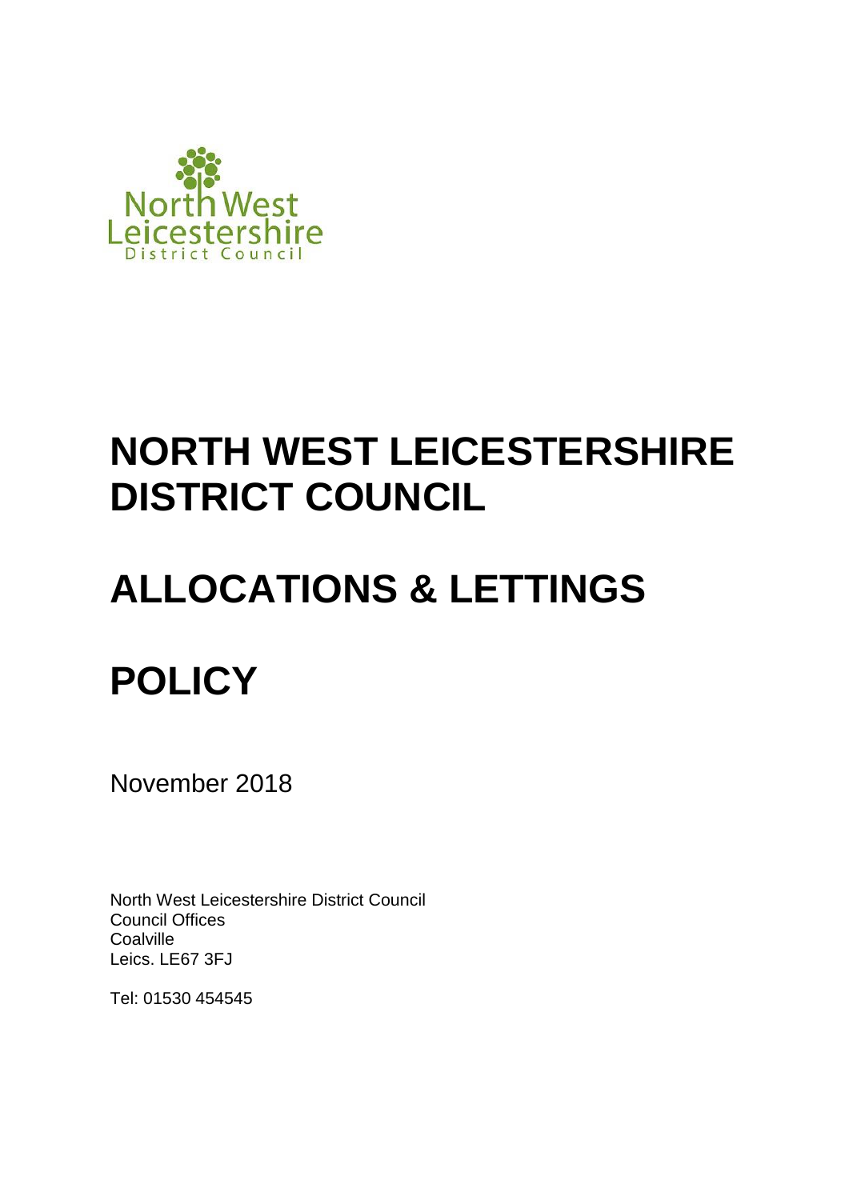# NORTH WEST LEICESTERSHIRE DISTRICT COUNCIL

# ALLOCATIONS & LETTINGS

# POLICY

November 2018

North West Leicestershire District Council
Council Offices
Coalville
Leics. LE67 3FJ

Tel: 01530 454545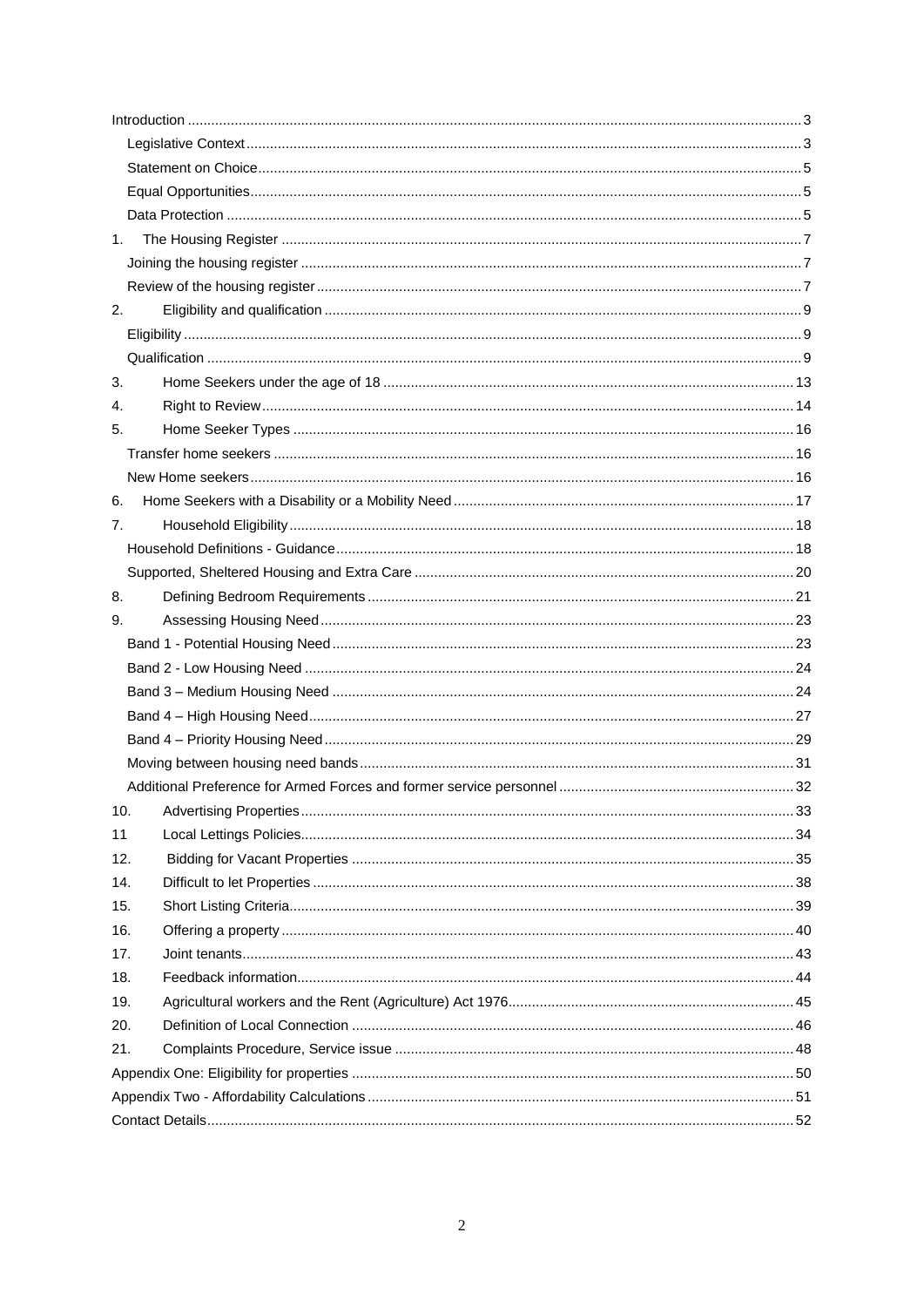Introduction ..... 3

Legislative Context ..... 3

Statement on Choice ..... 5

Equal Opportunities ..... 5

Data Protection ..... 5

1. The Housing Register ..... 7

Joining the housing register ..... 7

Review of the housing register ..... 7

2. Eligibility and qualification ..... 9

Eligibility ..... 9

Qualification ..... 9

3. Home Seekers under the age of 18 ..... 13

4. Right to Review ..... 14

5. Home Seeker Types ..... 16

Transfer home seekers ..... 16

New Home seekers ..... 16

6. Home Seekers with a Disability or a Mobility Need ..... 17

7. Household Eligibility ..... 18

Household Definitions - Guidance ..... 18

Supported, Sheltered Housing and Extra Care ..... 20

8. Defining Bedroom Requirements ..... 21

9. Assessing Housing Need ..... 23

Band 1 - Potential Housing Need ..... 23

Band 2 - Low Housing Need ..... 24

Band 3 – Medium Housing Need ..... 24

Band 4 – High Housing Need ..... 27

Band 4 – Priority Housing Need ..... 29

Moving between housing need bands ..... 31

Additional Preference for Armed Forces and former service personnel ..... 32

10. Advertising Properties ..... 33

11 Local Lettings Policies ..... 34

12. Bidding for Vacant Properties ..... 35

14. Difficult to let Properties ..... 38

15. Short Listing Criteria ..... 39

16. Offering a property ..... 40

17. Joint tenants ..... 43

18. Feedback information ..... 44

19. Agricultural workers and the Rent (Agriculture) Act 1976 ..... 45

20. Definition of Local Connection ..... 46

21. Complaints Procedure, Service issue ..... 48

Appendix One: Eligibility for properties ..... 50

Appendix Two - Affordability Calculations ..... 51

Contact Details ..... 52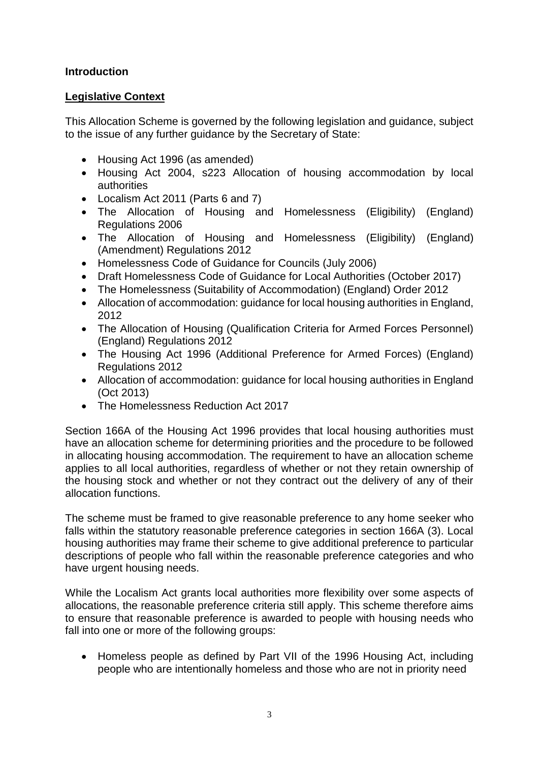**Introduction**

**Legislative Context**

This Allocation Scheme is governed by the following legislation and guidance, subject to the issue of any further guidance by the Secretary of State:

- Housing Act 1996 (as amended)
- Housing Act 2004, s223 Allocation of housing accommodation by local authorities
- Localism Act 2011 (Parts 6 and 7)
- The Allocation of Housing and Homelessness (Eligibility) (England) Regulations 2006
- The Allocation of Housing and Homelessness (Eligibility) (England) (Amendment) Regulations 2012
- Homelessness Code of Guidance for Councils (July 2006)
- Draft Homelessness Code of Guidance for Local Authorities (October 2017)
- The Homelessness (Suitability of Accommodation) (England) Order 2012
- Allocation of accommodation: guidance for local housing authorities in England, 2012
- The Allocation of Housing (Qualification Criteria for Armed Forces Personnel) (England) Regulations 2012
- The Housing Act 1996 (Additional Preference for Armed Forces) (England) Regulations 2012
- Allocation of accommodation: guidance for local housing authorities in England (Oct 2013)
- The Homelessness Reduction Act 2017

Section 166A of the Housing Act 1996 provides that local housing authorities must have an allocation scheme for determining priorities and the procedure to be followed in allocating housing accommodation. The requirement to have an allocation scheme applies to all local authorities, regardless of whether or not they retain ownership of the housing stock and whether or not they contract out the delivery of any of their allocation functions.

The scheme must be framed to give reasonable preference to any home seeker who falls within the statutory reasonable preference categories in section 166A (3). Local housing authorities may frame their scheme to give additional preference to particular descriptions of people who fall within the reasonable preference categories and who have urgent housing needs.

While the Localism Act grants local authorities more flexibility over some aspects of allocations, the reasonable preference criteria still apply. This scheme therefore aims to ensure that reasonable preference is awarded to people with housing needs who fall into one or more of the following groups:

- Homeless people as defined by Part VII of the 1996 Housing Act, including people who are intentionally homeless and those who are not in priority need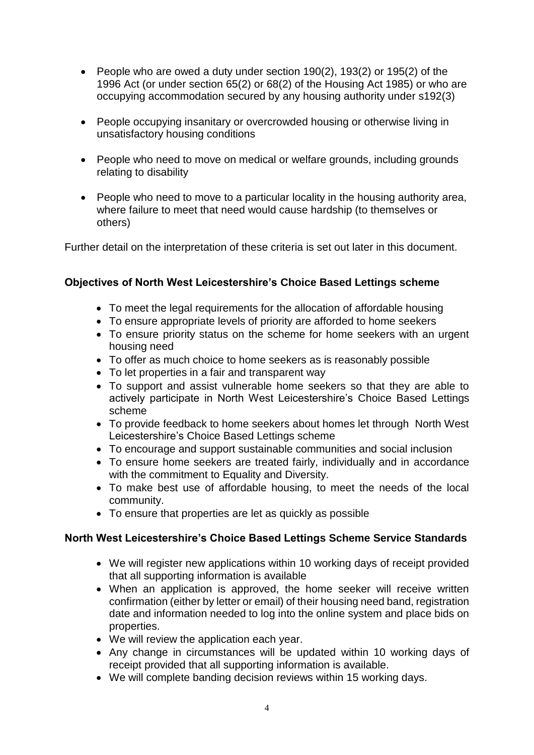- People who are owed a duty under section 190(2), 193(2) or 195(2) of the 1996 Act (or under section 65(2) or 68(2) of the Housing Act 1985) or who are occupying accommodation secured by any housing authority under s192(3)

- People occupying insanitary or overcrowded housing or otherwise living in unsatisfactory housing conditions

- People who need to move on medical or welfare grounds, including grounds relating to disability

- People who need to move to a particular locality in the housing authority area, where failure to meet that need would cause hardship (to themselves or others)

Further detail on the interpretation of these criteria is set out later in this document.

**Objectives of North West Leicestershire's Choice Based Lettings scheme**

- To meet the legal requirements for the allocation of affordable housing
- To ensure appropriate levels of priority are afforded to home seekers
- To ensure priority status on the scheme for home seekers with an urgent housing need
- To offer as much choice to home seekers as is reasonably possible
- To let properties in a fair and transparent way
- To support and assist vulnerable home seekers so that they are able to actively participate in North West Leicestershire's Choice Based Lettings scheme
- To provide feedback to home seekers about homes let through North West Leicestershire's Choice Based Lettings scheme
- To encourage and support sustainable communities and social inclusion
- To ensure home seekers are treated fairly, individually and in accordance with the commitment to Equality and Diversity.
- To make best use of affordable housing, to meet the needs of the local community.
- To ensure that properties are let as quickly as possible

**North West Leicestershire's Choice Based Lettings Scheme Service Standards**

- We will register new applications within 10 working days of receipt provided that all supporting information is available
- When an application is approved, the home seeker will receive written confirmation (either by letter or email) of their housing need band, registration date and information needed to log into the online system and place bids on properties.
- We will review the application each year.
- Any change in circumstances will be updated within 10 working days of receipt provided that all supporting information is available.
- We will complete banding decision reviews within 15 working days.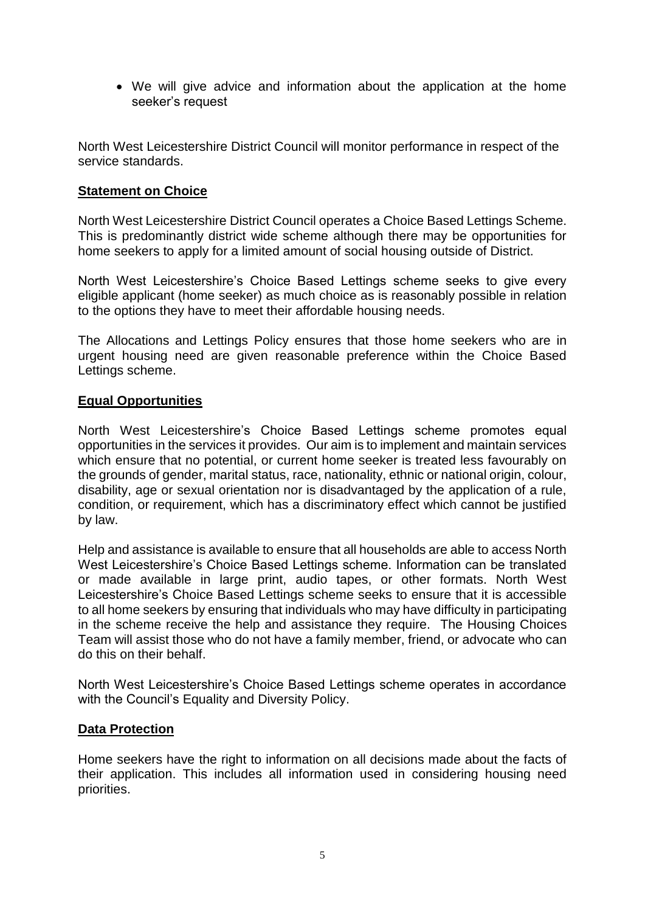- We will give advice and information about the application at the home seeker's request

North West Leicestershire District Council will monitor performance in respect of the service standards.

## Statement on Choice

North West Leicestershire District Council operates a Choice Based Lettings Scheme. This is predominantly district wide scheme although there may be opportunities for home seekers to apply for a limited amount of social housing outside of District.

North West Leicestershire's Choice Based Lettings scheme seeks to give every eligible applicant (home seeker) as much choice as is reasonably possible in relation to the options they have to meet their affordable housing needs.

The Allocations and Lettings Policy ensures that those home seekers who are in urgent housing need are given reasonable preference within the Choice Based Lettings scheme.

## Equal Opportunities

North West Leicestershire's Choice Based Lettings scheme promotes equal opportunities in the services it provides. Our aim is to implement and maintain services which ensure that no potential, or current home seeker is treated less favourably on the grounds of gender, marital status, race, nationality, ethnic or national origin, colour, disability, age or sexual orientation nor is disadvantaged by the application of a rule, condition, or requirement, which has a discriminatory effect which cannot be justified by law.

Help and assistance is available to ensure that all households are able to access North West Leicestershire's Choice Based Lettings scheme. Information can be translated or made available in large print, audio tapes, or other formats. North West Leicestershire's Choice Based Lettings scheme seeks to ensure that it is accessible to all home seekers by ensuring that individuals who may have difficulty in participating in the scheme receive the help and assistance they require. The Housing Choices Team will assist those who do not have a family member, friend, or advocate who can do this on their behalf.

North West Leicestershire's Choice Based Lettings scheme operates in accordance with the Council's Equality and Diversity Policy.

## Data Protection

Home seekers have the right to information on all decisions made about the facts of their application. This includes all information used in considering housing need priorities.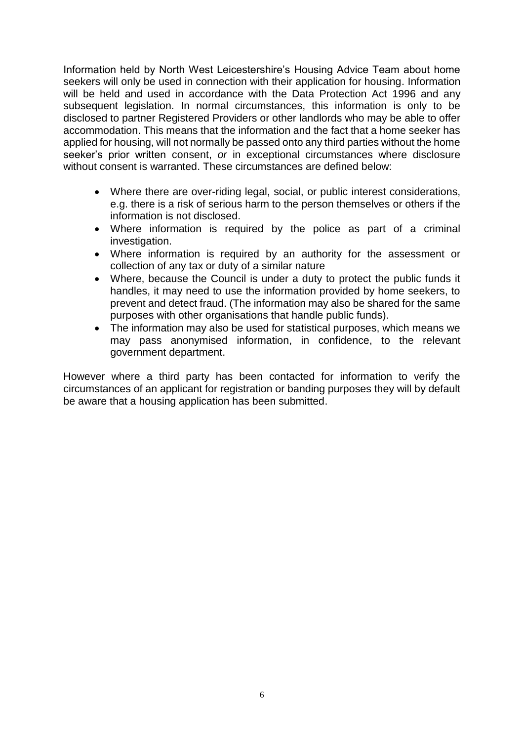Information held by North West Leicestershire's Housing Advice Team about home seekers will only be used in connection with their application for housing. Information will be held and used in accordance with the Data Protection Act 1996 and any subsequent legislation. In normal circumstances, this information is only to be disclosed to partner Registered Providers or other landlords who may be able to offer accommodation. This means that the information and the fact that a home seeker has applied for housing, will not normally be passed onto any third parties without the home seeker's prior written consent, *or* in exceptional circumstances where disclosure without consent is warranted. These circumstances are defined below:

- Where there are over-riding legal, social, or public interest considerations, e.g. there is a risk of serious harm to the person themselves or others if the information is not disclosed.
- Where information is required by the police as part of a criminal investigation.
- Where information is required by an authority for the assessment or collection of any tax or duty of a similar nature
- Where, because the Council is under a duty to protect the public funds it handles, it may need to use the information provided by home seekers, to prevent and detect fraud. (The information may also be shared for the same purposes with other organisations that handle public funds).
- The information may also be used for statistical purposes, which means we may pass anonymised information, in confidence, to the relevant government department.

However where a third party has been contacted for information to verify the circumstances of an applicant for registration or banding purposes they will by default be aware that a housing application has been submitted.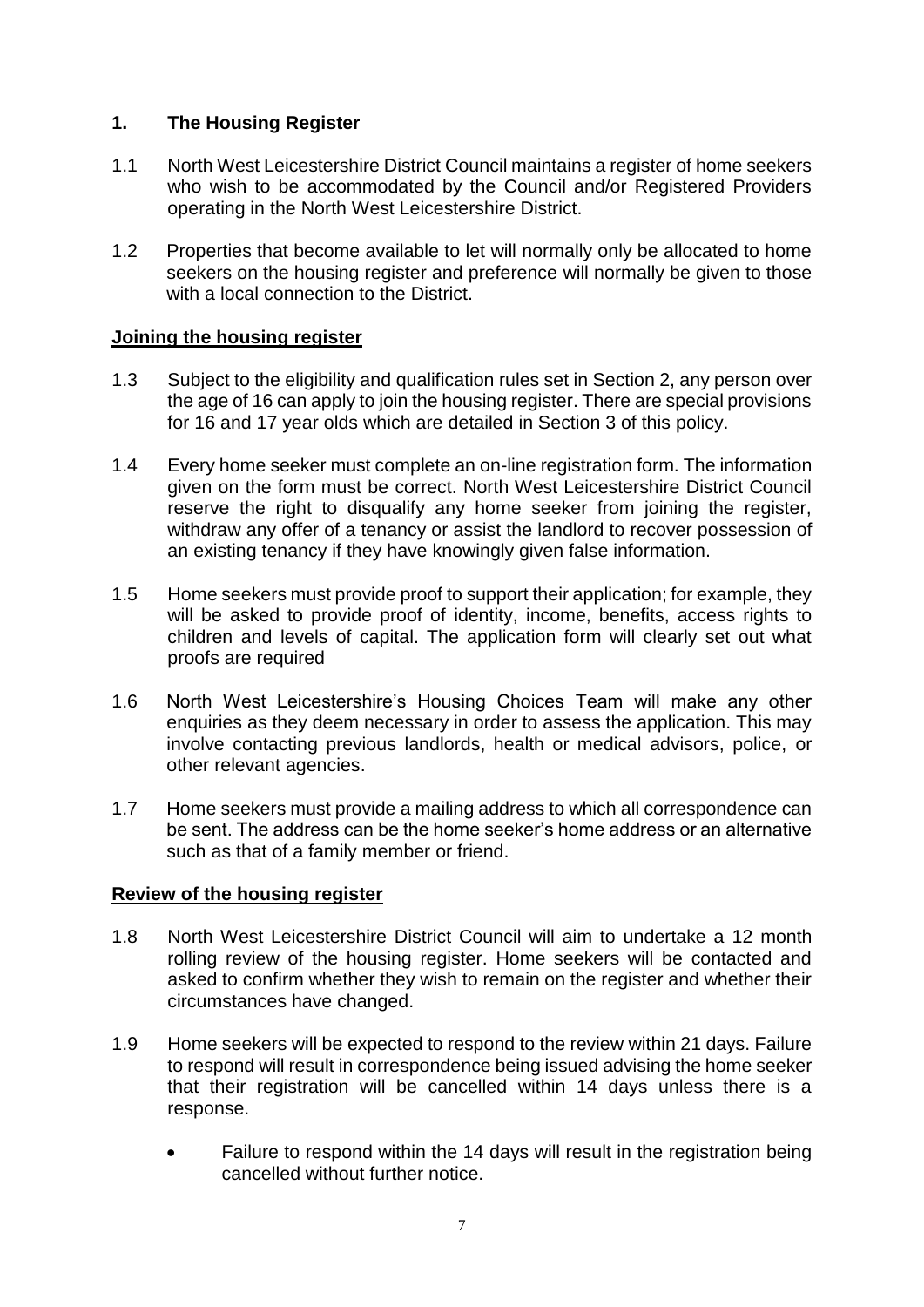## 1. The Housing Register

1.1 North West Leicestershire District Council maintains a register of home seekers who wish to be accommodated by the Council and/or Registered Providers operating in the North West Leicestershire District.

1.2 Properties that become available to let will normally only be allocated to home seekers on the housing register and preference will normally be given to those with a local connection to the District.

### Joining the housing register

1.3 Subject to the eligibility and qualification rules set in Section 2, any person over the age of 16 can apply to join the housing register. There are special provisions for 16 and 17 year olds which are detailed in Section 3 of this policy.

1.4 Every home seeker must complete an on-line registration form. The information given on the form must be correct. North West Leicestershire District Council reserve the right to disqualify any home seeker from joining the register, withdraw any offer of a tenancy or assist the landlord to recover possession of an existing tenancy if they have knowingly given false information.

1.5 Home seekers must provide proof to support their application; for example, they will be asked to provide proof of identity, income, benefits, access rights to children and levels of capital. The application form will clearly set out what proofs are required

1.6 North West Leicestershire's Housing Choices Team will make any other enquiries as they deem necessary in order to assess the application. This may involve contacting previous landlords, health or medical advisors, police, or other relevant agencies.

1.7 Home seekers must provide a mailing address to which all correspondence can be sent. The address can be the home seeker's home address or an alternative such as that of a family member or friend.

### Review of the housing register

1.8 North West Leicestershire District Council will aim to undertake a 12 month rolling review of the housing register. Home seekers will be contacted and asked to confirm whether they wish to remain on the register and whether their circumstances have changed.

1.9 Home seekers will be expected to respond to the review within 21 days. Failure to respond will result in correspondence being issued advising the home seeker that their registration will be cancelled within 14 days unless there is a response.

- Failure to respond within the 14 days will result in the registration being cancelled without further notice.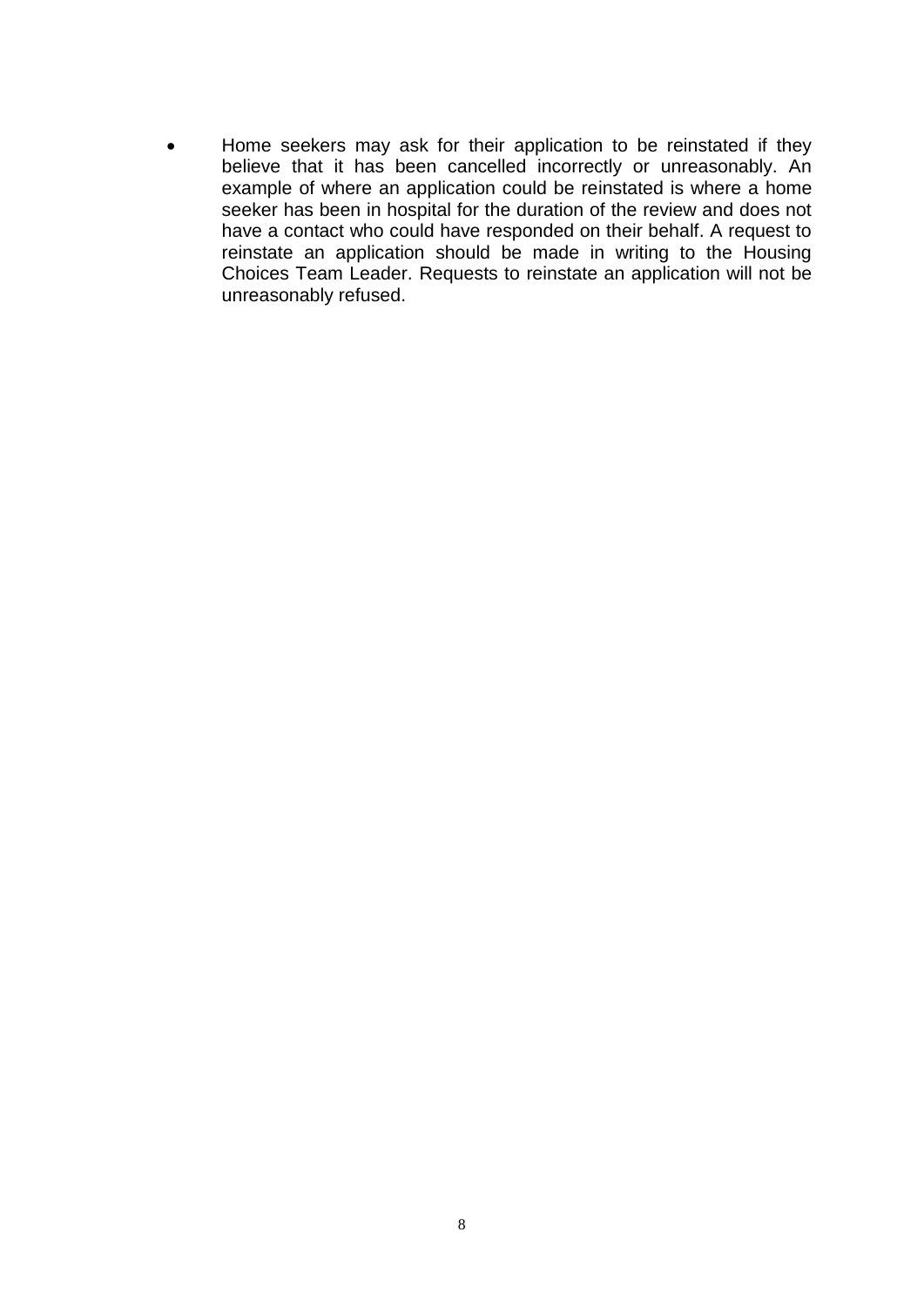- Home seekers may ask for their application to be reinstated if they believe that it has been cancelled incorrectly or unreasonably. An example of where an application could be reinstated is where a home seeker has been in hospital for the duration of the review and does not have a contact who could have responded on their behalf. A request to reinstate an application should be made in writing to the Housing Choices Team Leader. Requests to reinstate an application will not be unreasonably refused.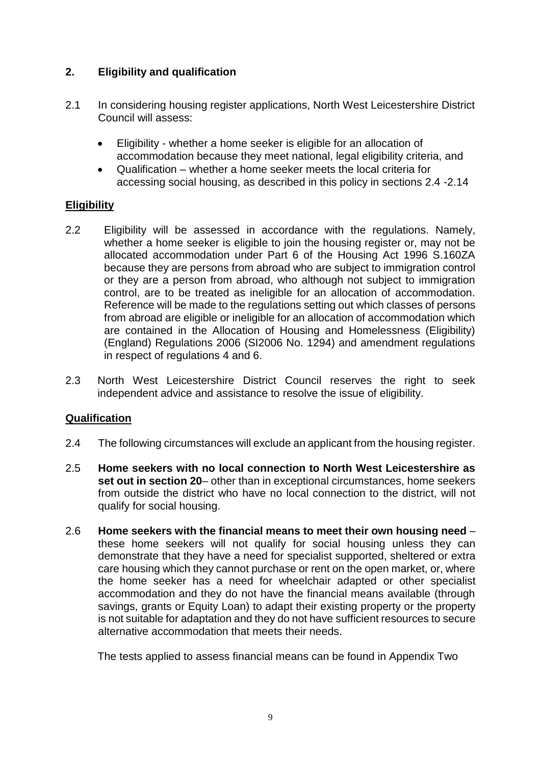## 2. Eligibility and qualification

2.1 In considering housing register applications, North West Leicestershire District Council will assess:

- Eligibility - whether a home seeker is eligible for an allocation of accommodation because they meet national, legal eligibility criteria, and
- Qualification – whether a home seeker meets the local criteria for accessing social housing, as described in this policy in sections 2.4 -2.14

### Eligibility

2.2 Eligibility will be assessed in accordance with the regulations. Namely, whether a home seeker is eligible to join the housing register or, may not be allocated accommodation under Part 6 of the Housing Act 1996 S.160ZA because they are persons from abroad who are subject to immigration control or they are a person from abroad, who although not subject to immigration control, are to be treated as ineligible for an allocation of accommodation. Reference will be made to the regulations setting out which classes of persons from abroad are eligible or ineligible for an allocation of accommodation which are contained in the Allocation of Housing and Homelessness (Eligibility) (England) Regulations 2006 (SI2006 No. 1294) and amendment regulations in respect of regulations 4 and 6.

2.3 North West Leicestershire District Council reserves the right to seek independent advice and assistance to resolve the issue of eligibility.

### Qualification

2.4 The following circumstances will exclude an applicant from the housing register.

2.5 **Home seekers with no local connection to North West Leicestershire as set out in section 20**– other than in exceptional circumstances, home seekers from outside the district who have no local connection to the district, will not qualify for social housing.

2.6 **Home seekers with the financial means to meet their own housing need** – these home seekers will not qualify for social housing unless they can demonstrate that they have a need for specialist supported, sheltered or extra care housing which they cannot purchase or rent on the open market, or, where the home seeker has a need for wheelchair adapted or other specialist accommodation and they do not have the financial means available (through savings, grants or Equity Loan) to adapt their existing property or the property is not suitable for adaptation and they do not have sufficient resources to secure alternative accommodation that meets their needs.

The tests applied to assess financial means can be found in Appendix Two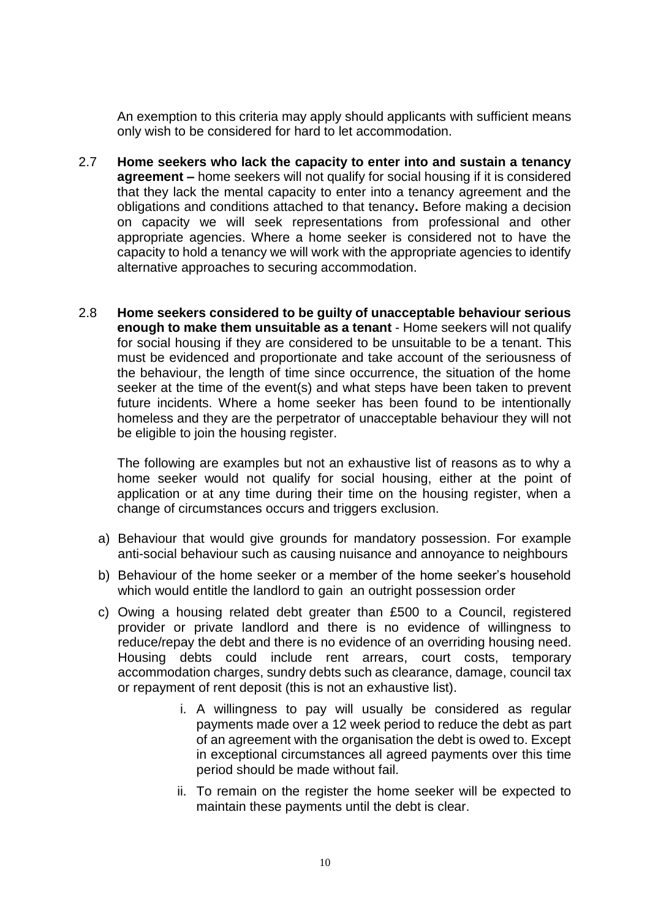An exemption to this criteria may apply should applicants with sufficient means only wish to be considered for hard to let accommodation.

2.7 **Home seekers who lack the capacity to enter into and sustain a tenancy agreement –** home seekers will not qualify for social housing if it is considered that they lack the mental capacity to enter into a tenancy agreement and the obligations and conditions attached to that tenancy**.** Before making a decision on capacity we will seek representations from professional and other appropriate agencies. Where a home seeker is considered not to have the capacity to hold a tenancy we will work with the appropriate agencies to identify alternative approaches to securing accommodation.

2.8 **Home seekers considered to be guilty of unacceptable behaviour serious enough to make them unsuitable as a tenant** - Home seekers will not qualify for social housing if they are considered to be unsuitable to be a tenant. This must be evidenced and proportionate and take account of the seriousness of the behaviour, the length of time since occurrence, the situation of the home seeker at the time of the event(s) and what steps have been taken to prevent future incidents. Where a home seeker has been found to be intentionally homeless and they are the perpetrator of unacceptable behaviour they will not be eligible to join the housing register.

The following are examples but not an exhaustive list of reasons as to why a home seeker would not qualify for social housing, either at the point of application or at any time during their time on the housing register, when a change of circumstances occurs and triggers exclusion.

a) Behaviour that would give grounds for mandatory possession. For example anti-social behaviour such as causing nuisance and annoyance to neighbours

b) Behaviour of the home seeker or a member of the home seeker's household which would entitle the landlord to gain an outright possession order

c) Owing a housing related debt greater than £500 to a Council, registered provider or private landlord and there is no evidence of willingness to reduce/repay the debt and there is no evidence of an overriding housing need. Housing debts could include rent arrears, court costs, temporary accommodation charges, sundry debts such as clearance, damage, council tax or repayment of rent deposit (this is not an exhaustive list).

   i. A willingness to pay will usually be considered as regular payments made over a 12 week period to reduce the debt as part of an agreement with the organisation the debt is owed to. Except in exceptional circumstances all agreed payments over this time period should be made without fail.

   ii. To remain on the register the home seeker will be expected to maintain these payments until the debt is clear.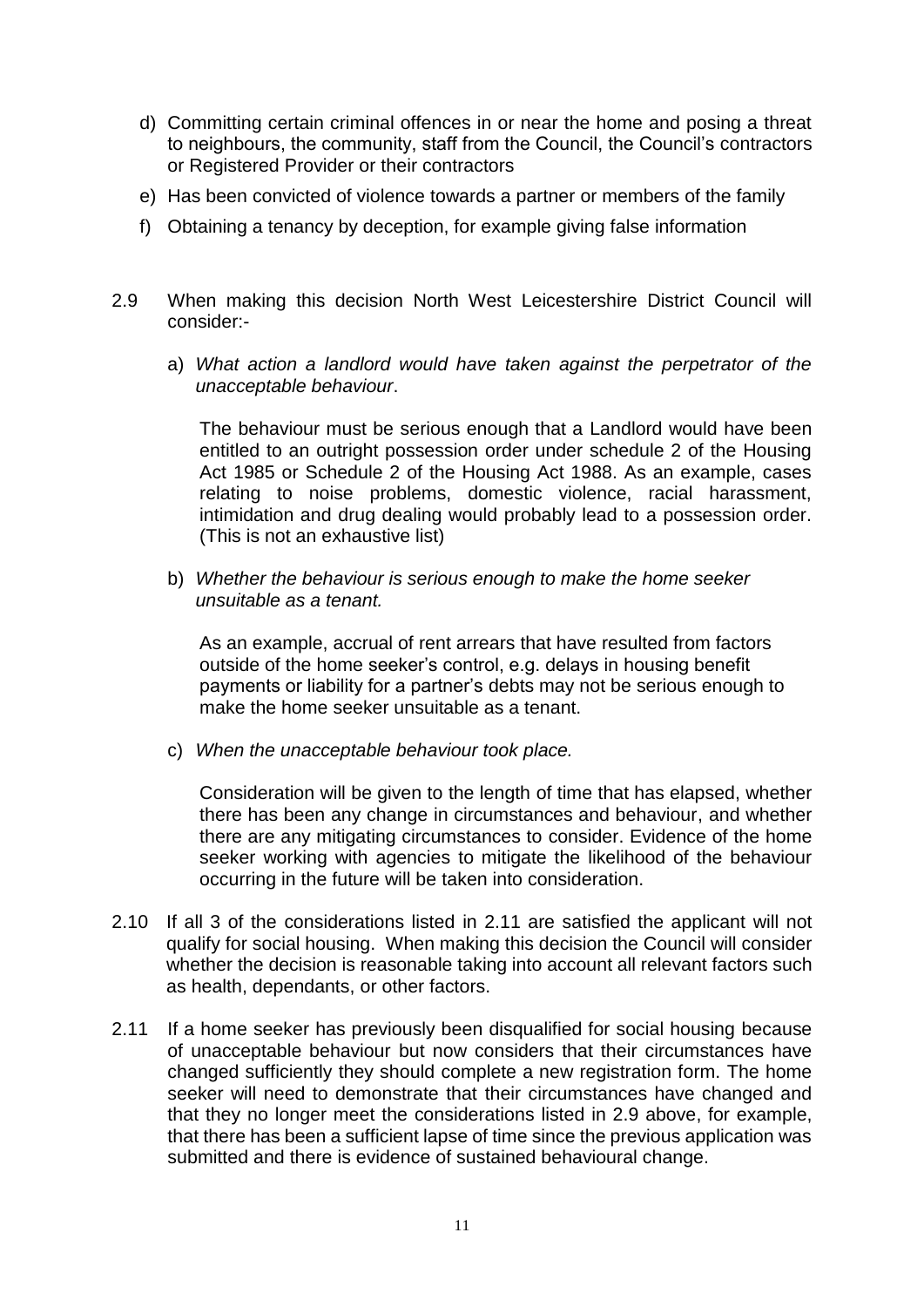d) Committing certain criminal offences in or near the home and posing a threat to neighbours, the community, staff from the Council, the Council's contractors or Registered Provider or their contractors

e) Has been convicted of violence towards a partner or members of the family

f) Obtaining a tenancy by deception, for example giving false information

2.9 When making this decision North West Leicestershire District Council will consider:-

a) *What action a landlord would have taken against the perpetrator of the unacceptable behaviour*.

The behaviour must be serious enough that a Landlord would have been entitled to an outright possession order under schedule 2 of the Housing Act 1985 or Schedule 2 of the Housing Act 1988. As an example, cases relating to noise problems, domestic violence, racial harassment, intimidation and drug dealing would probably lead to a possession order. (This is not an exhaustive list)

b) *Whether the behaviour is serious enough to make the home seeker unsuitable as a tenant.*

As an example, accrual of rent arrears that have resulted from factors outside of the home seeker's control, e.g. delays in housing benefit payments or liability for a partner's debts may not be serious enough to make the home seeker unsuitable as a tenant.

c) *When the unacceptable behaviour took place.*

Consideration will be given to the length of time that has elapsed, whether there has been any change in circumstances and behaviour, and whether there are any mitigating circumstances to consider. Evidence of the home seeker working with agencies to mitigate the likelihood of the behaviour occurring in the future will be taken into consideration.

2.10 If all 3 of the considerations listed in 2.11 are satisfied the applicant will not qualify for social housing. When making this decision the Council will consider whether the decision is reasonable taking into account all relevant factors such as health, dependants, or other factors.

2.11 If a home seeker has previously been disqualified for social housing because of unacceptable behaviour but now considers that their circumstances have changed sufficiently they should complete a new registration form. The home seeker will need to demonstrate that their circumstances have changed and that they no longer meet the considerations listed in 2.9 above, for example, that there has been a sufficient lapse of time since the previous application was submitted and there is evidence of sustained behavioural change.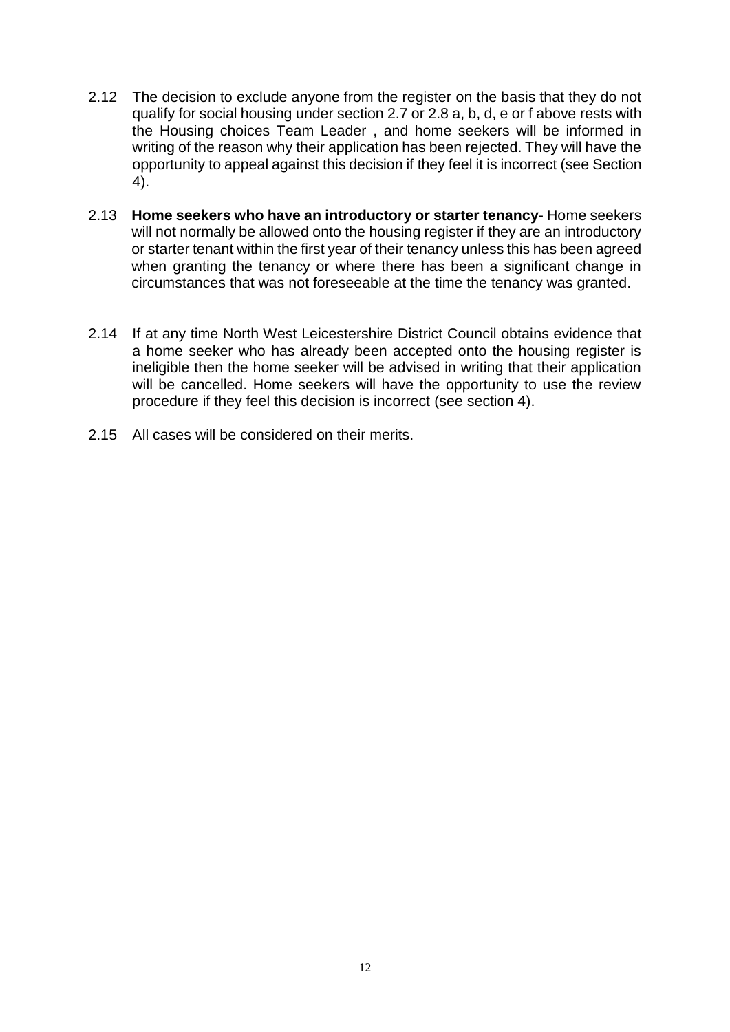2.12 The decision to exclude anyone from the register on the basis that they do not qualify for social housing under section 2.7 or 2.8 a, b, d, e or f above rests with the Housing choices Team Leader , and home seekers will be informed in writing of the reason why their application has been rejected. They will have the opportunity to appeal against this decision if they feel it is incorrect (see Section 4).

2.13 **Home seekers who have an introductory or starter tenancy**- Home seekers will not normally be allowed onto the housing register if they are an introductory or starter tenant within the first year of their tenancy unless this has been agreed when granting the tenancy or where there has been a significant change in circumstances that was not foreseeable at the time the tenancy was granted.

2.14 If at any time North West Leicestershire District Council obtains evidence that a home seeker who has already been accepted onto the housing register is ineligible then the home seeker will be advised in writing that their application will be cancelled. Home seekers will have the opportunity to use the review procedure if they feel this decision is incorrect (see section 4).

2.15 All cases will be considered on their merits.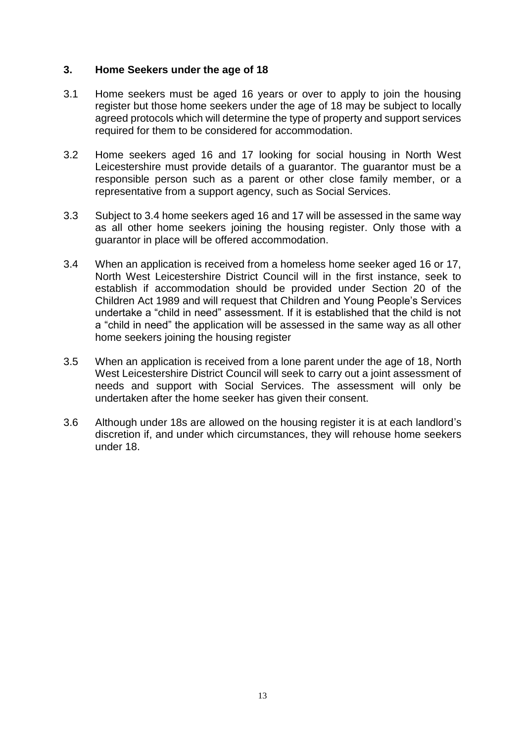## 3. Home Seekers under the age of 18

3.1 Home seekers must be aged 16 years or over to apply to join the housing register but those home seekers under the age of 18 may be subject to locally agreed protocols which will determine the type of property and support services required for them to be considered for accommodation.

3.2 Home seekers aged 16 and 17 looking for social housing in North West Leicestershire must provide details of a guarantor. The guarantor must be a responsible person such as a parent or other close family member, or a representative from a support agency, such as Social Services.

3.3 Subject to 3.4 home seekers aged 16 and 17 will be assessed in the same way as all other home seekers joining the housing register. Only those with a guarantor in place will be offered accommodation.

3.4 When an application is received from a homeless home seeker aged 16 or 17, North West Leicestershire District Council will in the first instance, seek to establish if accommodation should be provided under Section 20 of the Children Act 1989 and will request that Children and Young People's Services undertake a "child in need" assessment. If it is established that the child is not a "child in need" the application will be assessed in the same way as all other home seekers joining the housing register

3.5 When an application is received from a lone parent under the age of 18, North West Leicestershire District Council will seek to carry out a joint assessment of needs and support with Social Services. The assessment will only be undertaken after the home seeker has given their consent.

3.6 Although under 18s are allowed on the housing register it is at each landlord's discretion if, and under which circumstances, they will rehouse home seekers under 18.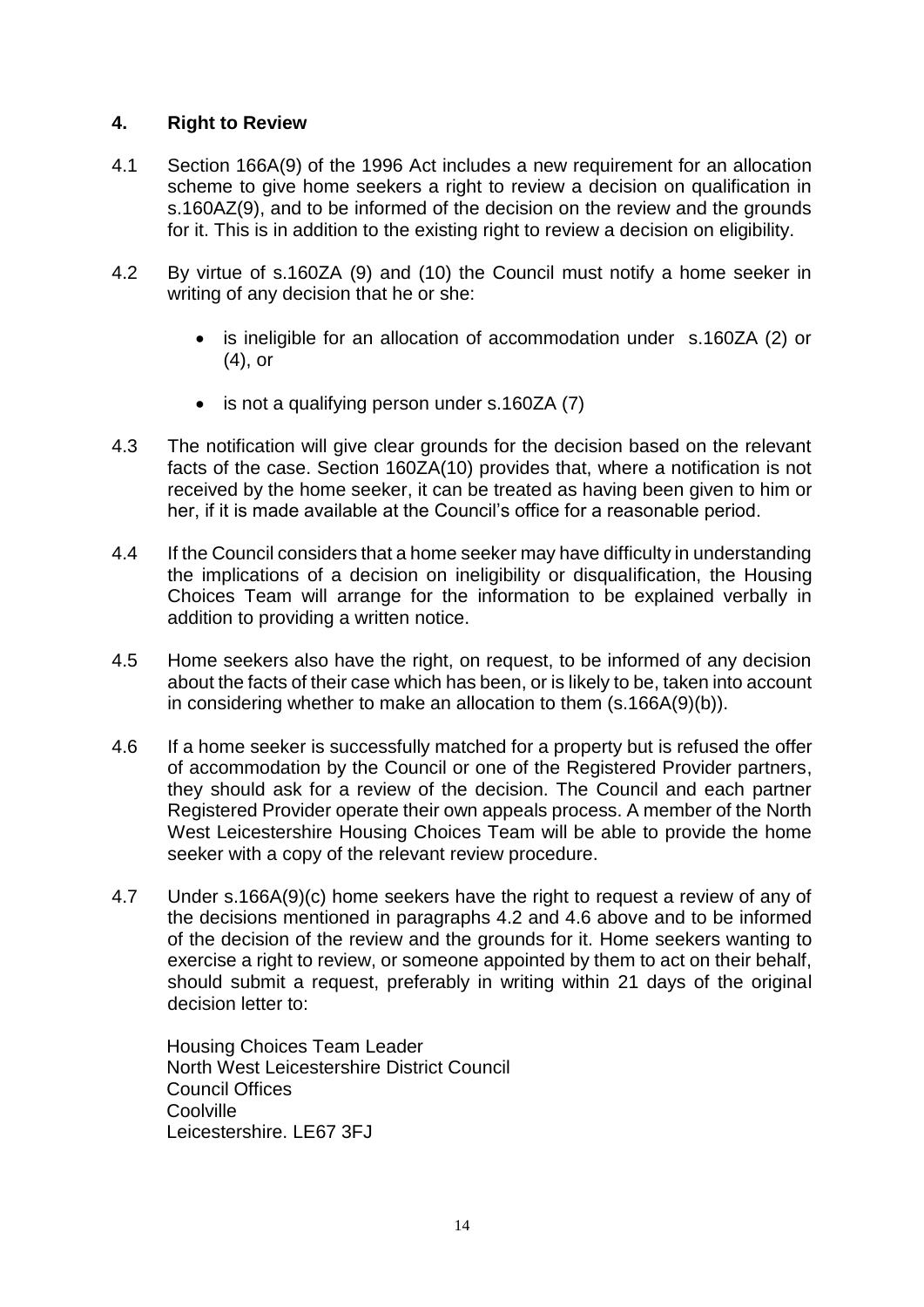## 4. Right to Review

4.1 Section 166A(9) of the 1996 Act includes a new requirement for an allocation scheme to give home seekers a right to review a decision on qualification in s.160AZ(9), and to be informed of the decision on the review and the grounds for it. This is in addition to the existing right to review a decision on eligibility.

4.2 By virtue of s.160ZA (9) and (10) the Council must notify a home seeker in writing of any decision that he or she:

- is ineligible for an allocation of accommodation under s.160ZA (2) or (4), or
- is not a qualifying person under s.160ZA (7)

4.3 The notification will give clear grounds for the decision based on the relevant facts of the case. Section 160ZA(10) provides that, where a notification is not received by the home seeker, it can be treated as having been given to him or her, if it is made available at the Council's office for a reasonable period.

4.4 If the Council considers that a home seeker may have difficulty in understanding the implications of a decision on ineligibility or disqualification, the Housing Choices Team will arrange for the information to be explained verbally in addition to providing a written notice.

4.5 Home seekers also have the right, on request, to be informed of any decision about the facts of their case which has been, or is likely to be, taken into account in considering whether to make an allocation to them (s.166A(9)(b)).

4.6 If a home seeker is successfully matched for a property but is refused the offer of accommodation by the Council or one of the Registered Provider partners, they should ask for a review of the decision. The Council and each partner Registered Provider operate their own appeals process. A member of the North West Leicestershire Housing Choices Team will be able to provide the home seeker with a copy of the relevant review procedure.

4.7 Under s.166A(9)(c) home seekers have the right to request a review of any of the decisions mentioned in paragraphs 4.2 and 4.6 above and to be informed of the decision of the review and the grounds for it. Home seekers wanting to exercise a right to review, or someone appointed by them to act on their behalf, should submit a request, preferably in writing within 21 days of the original decision letter to:

Housing Choices Team Leader
North West Leicestershire District Council
Council Offices
Coolville
Leicestershire. LE67 3FJ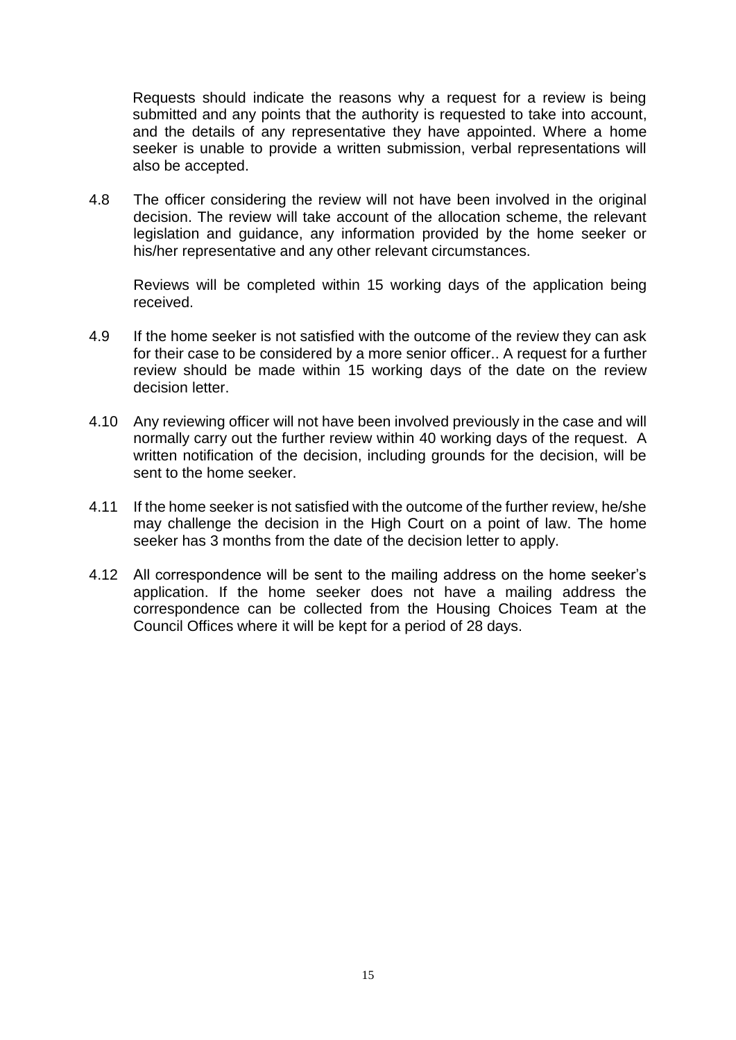Requests should indicate the reasons why a request for a review is being submitted and any points that the authority is requested to take into account, and the details of any representative they have appointed. Where a home seeker is unable to provide a written submission, verbal representations will also be accepted.

4.8 The officer considering the review will not have been involved in the original decision. The review will take account of the allocation scheme, the relevant legislation and guidance, any information provided by the home seeker or his/her representative and any other relevant circumstances.

Reviews will be completed within 15 working days of the application being received.

4.9 If the home seeker is not satisfied with the outcome of the review they can ask for their case to be considered by a more senior officer.. A request for a further review should be made within 15 working days of the date on the review decision letter.

4.10 Any reviewing officer will not have been involved previously in the case and will normally carry out the further review within 40 working days of the request. A written notification of the decision, including grounds for the decision, will be sent to the home seeker.

4.11 If the home seeker is not satisfied with the outcome of the further review, he/she may challenge the decision in the High Court on a point of law. The home seeker has 3 months from the date of the decision letter to apply.

4.12 All correspondence will be sent to the mailing address on the home seeker's application. If the home seeker does not have a mailing address the correspondence can be collected from the Housing Choices Team at the Council Offices where it will be kept for a period of 28 days.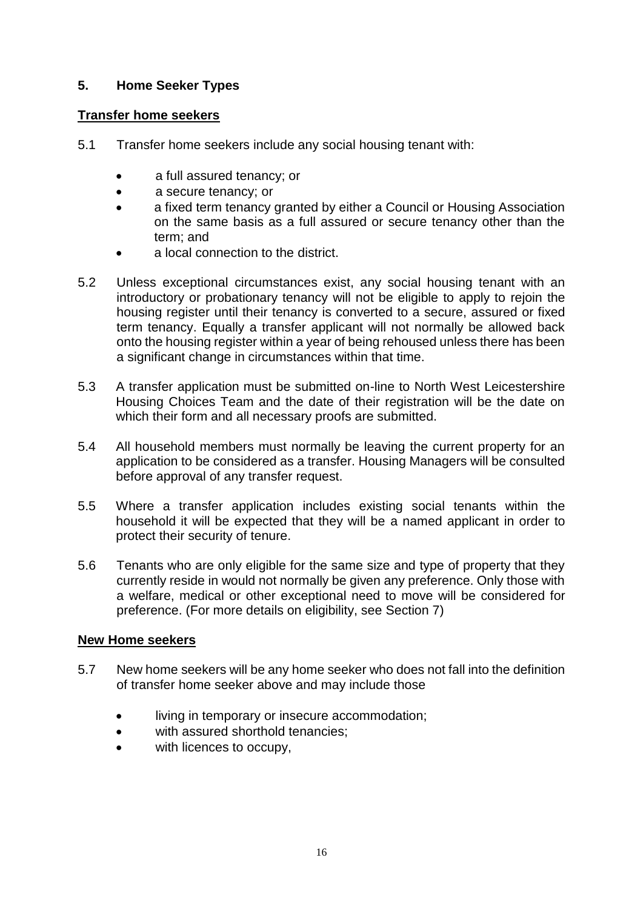## 5. Home Seeker Types

**Transfer home seekers**

5.1 Transfer home seekers include any social housing tenant with:

- a full assured tenancy; or
- a secure tenancy; or
- a fixed term tenancy granted by either a Council or Housing Association on the same basis as a full assured or secure tenancy other than the term; and
- a local connection to the district.

5.2 Unless exceptional circumstances exist, any social housing tenant with an introductory or probationary tenancy will not be eligible to apply to rejoin the housing register until their tenancy is converted to a secure, assured or fixed term tenancy. Equally a transfer applicant will not normally be allowed back onto the housing register within a year of being rehoused unless there has been a significant change in circumstances within that time.

5.3 A transfer application must be submitted on-line to North West Leicestershire Housing Choices Team and the date of their registration will be the date on which their form and all necessary proofs are submitted.

5.4 All household members must normally be leaving the current property for an application to be considered as a transfer. Housing Managers will be consulted before approval of any transfer request.

5.5 Where a transfer application includes existing social tenants within the household it will be expected that they will be a named applicant in order to protect their security of tenure.

5.6 Tenants who are only eligible for the same size and type of property that they currently reside in would not normally be given any preference. Only those with a welfare, medical or other exceptional need to move will be considered for preference. (For more details on eligibility, see Section 7)

**New Home seekers**

5.7 New home seekers will be any home seeker who does not fall into the definition of transfer home seeker above and may include those

- living in temporary or insecure accommodation;
- with assured shorthold tenancies;
- with licences to occupy,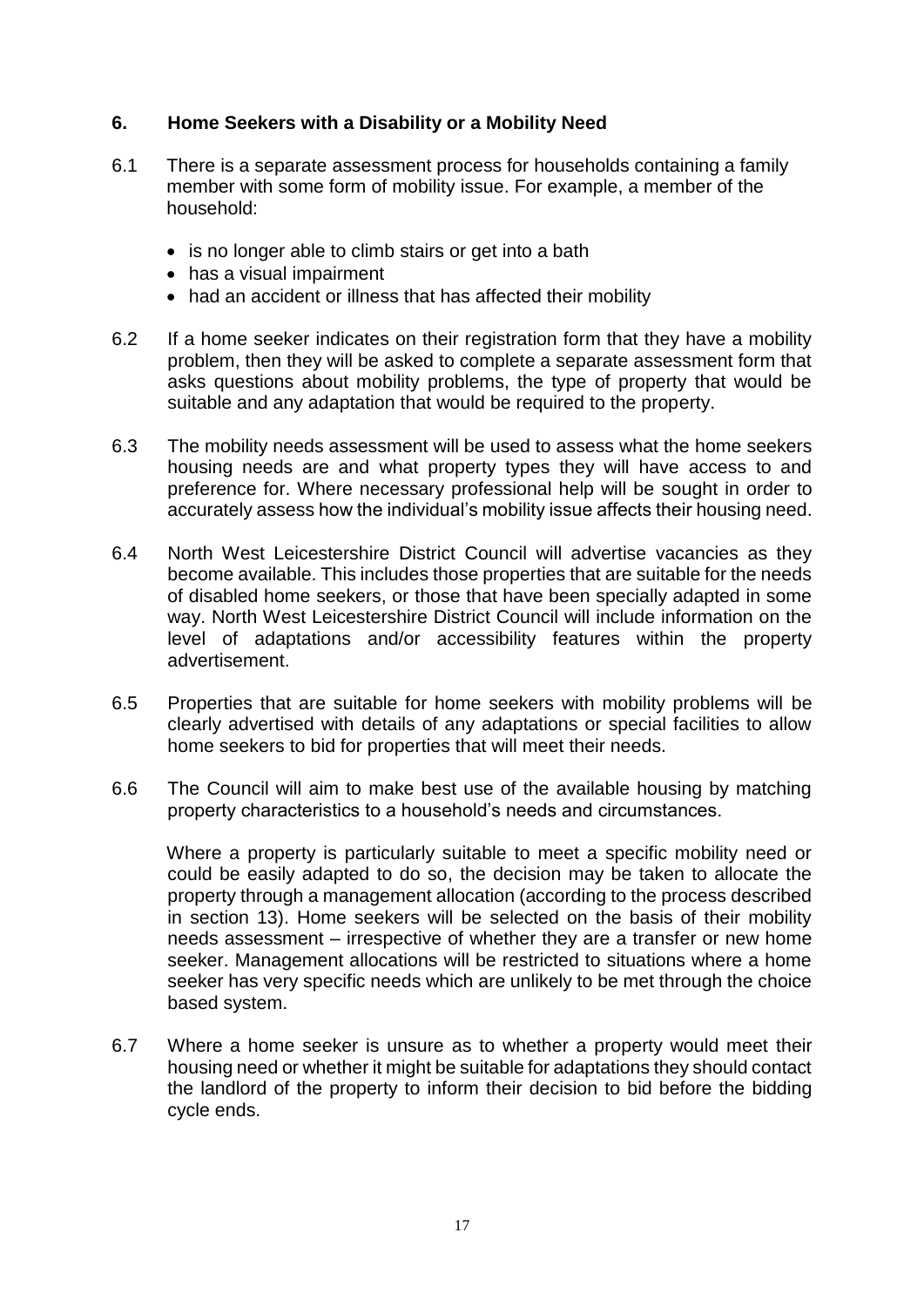## 6. Home Seekers with a Disability or a Mobility Need

6.1 There is a separate assessment process for households containing a family member with some form of mobility issue. For example, a member of the household:

- is no longer able to climb stairs or get into a bath
- has a visual impairment
- had an accident or illness that has affected their mobility

6.2 If a home seeker indicates on their registration form that they have a mobility problem, then they will be asked to complete a separate assessment form that asks questions about mobility problems, the type of property that would be suitable and any adaptation that would be required to the property.

6.3 The mobility needs assessment will be used to assess what the home seekers housing needs are and what property types they will have access to and preference for. Where necessary professional help will be sought in order to accurately assess how the individual's mobility issue affects their housing need.

6.4 North West Leicestershire District Council will advertise vacancies as they become available. This includes those properties that are suitable for the needs of disabled home seekers, or those that have been specially adapted in some way. North West Leicestershire District Council will include information on the level of adaptations and/or accessibility features within the property advertisement.

6.5 Properties that are suitable for home seekers with mobility problems will be clearly advertised with details of any adaptations or special facilities to allow home seekers to bid for properties that will meet their needs.

6.6 The Council will aim to make best use of the available housing by matching property characteristics to a household's needs and circumstances.

Where a property is particularly suitable to meet a specific mobility need or could be easily adapted to do so, the decision may be taken to allocate the property through a management allocation (according to the process described in section 13). Home seekers will be selected on the basis of their mobility needs assessment – irrespective of whether they are a transfer or new home seeker. Management allocations will be restricted to situations where a home seeker has very specific needs which are unlikely to be met through the choice based system.

6.7 Where a home seeker is unsure as to whether a property would meet their housing need or whether it might be suitable for adaptations they should contact the landlord of the property to inform their decision to bid before the bidding cycle ends.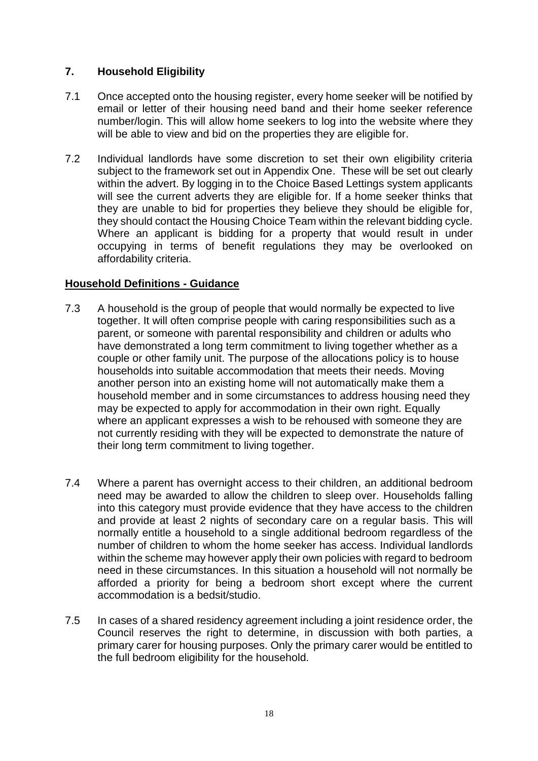## 7. Household Eligibility

7.1 Once accepted onto the housing register, every home seeker will be notified by email or letter of their housing need band and their home seeker reference number/login. This will allow home seekers to log into the website where they will be able to view and bid on the properties they are eligible for.

7.2 Individual landlords have some discretion to set their own eligibility criteria subject to the framework set out in Appendix One. These will be set out clearly within the advert. By logging in to the Choice Based Lettings system applicants will see the current adverts they are eligible for. If a home seeker thinks that they are unable to bid for properties they believe they should be eligible for, they should contact the Housing Choice Team within the relevant bidding cycle. Where an applicant is bidding for a property that would result in under occupying in terms of benefit regulations they may be overlooked on affordability criteria.

### Household Definitions - Guidance

7.3 A household is the group of people that would normally be expected to live together. It will often comprise people with caring responsibilities such as a parent, or someone with parental responsibility and children or adults who have demonstrated a long term commitment to living together whether as a couple or other family unit. The purpose of the allocations policy is to house households into suitable accommodation that meets their needs. Moving another person into an existing home will not automatically make them a household member and in some circumstances to address housing need they may be expected to apply for accommodation in their own right. Equally where an applicant expresses a wish to be rehoused with someone they are not currently residing with they will be expected to demonstrate the nature of their long term commitment to living together.

7.4 Where a parent has overnight access to their children, an additional bedroom need may be awarded to allow the children to sleep over. Households falling into this category must provide evidence that they have access to the children and provide at least 2 nights of secondary care on a regular basis. This will normally entitle a household to a single additional bedroom regardless of the number of children to whom the home seeker has access. Individual landlords within the scheme may however apply their own policies with regard to bedroom need in these circumstances. In this situation a household will not normally be afforded a priority for being a bedroom short except where the current accommodation is a bedsit/studio.

7.5 In cases of a shared residency agreement including a joint residence order, the Council reserves the right to determine, in discussion with both parties, a primary carer for housing purposes. Only the primary carer would be entitled to the full bedroom eligibility for the household.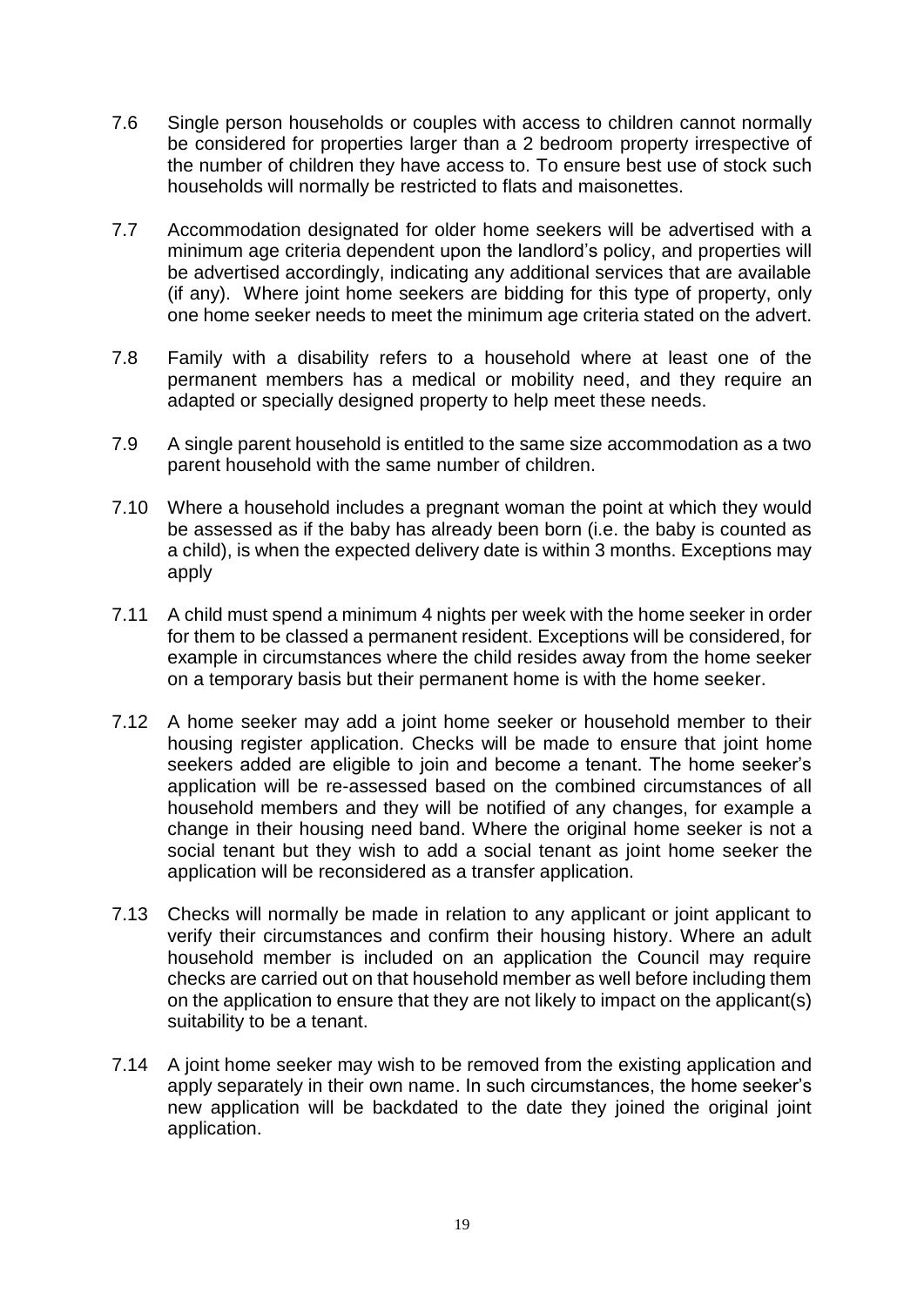7.6 Single person households or couples with access to children cannot normally be considered for properties larger than a 2 bedroom property irrespective of the number of children they have access to. To ensure best use of stock such households will normally be restricted to flats and maisonettes.

7.7 Accommodation designated for older home seekers will be advertised with a minimum age criteria dependent upon the landlord's policy, and properties will be advertised accordingly, indicating any additional services that are available (if any). Where joint home seekers are bidding for this type of property, only one home seeker needs to meet the minimum age criteria stated on the advert.

7.8 Family with a disability refers to a household where at least one of the permanent members has a medical or mobility need, and they require an adapted or specially designed property to help meet these needs.

7.9 A single parent household is entitled to the same size accommodation as a two parent household with the same number of children.

7.10 Where a household includes a pregnant woman the point at which they would be assessed as if the baby has already been born (i.e. the baby is counted as a child), is when the expected delivery date is within 3 months. Exceptions may apply

7.11 A child must spend a minimum 4 nights per week with the home seeker in order for them to be classed a permanent resident. Exceptions will be considered, for example in circumstances where the child resides away from the home seeker on a temporary basis but their permanent home is with the home seeker.

7.12 A home seeker may add a joint home seeker or household member to their housing register application. Checks will be made to ensure that joint home seekers added are eligible to join and become a tenant. The home seeker's application will be re-assessed based on the combined circumstances of all household members and they will be notified of any changes, for example a change in their housing need band. Where the original home seeker is not a social tenant but they wish to add a social tenant as joint home seeker the application will be reconsidered as a transfer application.

7.13 Checks will normally be made in relation to any applicant or joint applicant to verify their circumstances and confirm their housing history. Where an adult household member is included on an application the Council may require checks are carried out on that household member as well before including them on the application to ensure that they are not likely to impact on the applicant(s) suitability to be a tenant.

7.14 A joint home seeker may wish to be removed from the existing application and apply separately in their own name. In such circumstances, the home seeker's new application will be backdated to the date they joined the original joint application.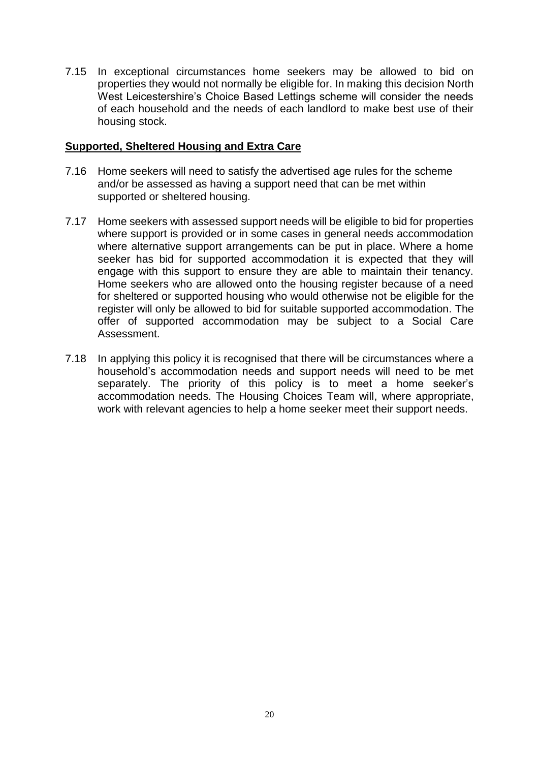7.15 In exceptional circumstances home seekers may be allowed to bid on properties they would not normally be eligible for. In making this decision North West Leicestershire's Choice Based Lettings scheme will consider the needs of each household and the needs of each landlord to make best use of their housing stock.

**Supported, Sheltered Housing and Extra Care**

7.16 Home seekers will need to satisfy the advertised age rules for the scheme and/or be assessed as having a support need that can be met within supported or sheltered housing.

7.17 Home seekers with assessed support needs will be eligible to bid for properties where support is provided or in some cases in general needs accommodation where alternative support arrangements can be put in place. Where a home seeker has bid for supported accommodation it is expected that they will engage with this support to ensure they are able to maintain their tenancy. Home seekers who are allowed onto the housing register because of a need for sheltered or supported housing who would otherwise not be eligible for the register will only be allowed to bid for suitable supported accommodation. The offer of supported accommodation may be subject to a Social Care Assessment.

7.18 In applying this policy it is recognised that there will be circumstances where a household's accommodation needs and support needs will need to be met separately. The priority of this policy is to meet a home seeker's accommodation needs. The Housing Choices Team will, where appropriate, work with relevant agencies to help a home seeker meet their support needs.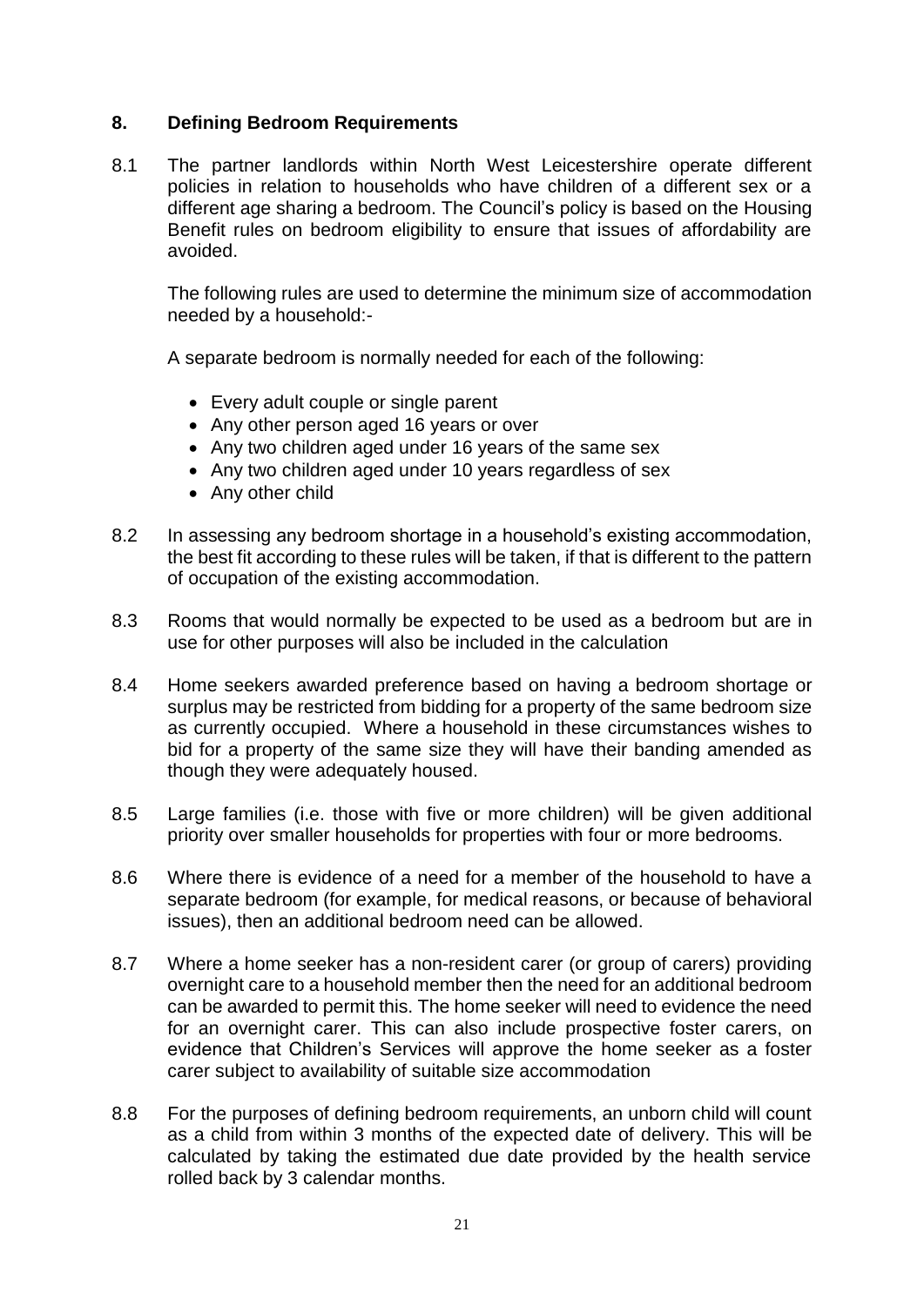## 8. Defining Bedroom Requirements

8.1 The partner landlords within North West Leicestershire operate different policies in relation to households who have children of a different sex or a different age sharing a bedroom. The Council's policy is based on the Housing Benefit rules on bedroom eligibility to ensure that issues of affordability are avoided.

The following rules are used to determine the minimum size of accommodation needed by a household:-

A separate bedroom is normally needed for each of the following:

- Every adult couple or single parent
- Any other person aged 16 years or over
- Any two children aged under 16 years of the same sex
- Any two children aged under 10 years regardless of sex
- Any other child

8.2 In assessing any bedroom shortage in a household's existing accommodation, the best fit according to these rules will be taken, if that is different to the pattern of occupation of the existing accommodation.

8.3 Rooms that would normally be expected to be used as a bedroom but are in use for other purposes will also be included in the calculation

8.4 Home seekers awarded preference based on having a bedroom shortage or surplus may be restricted from bidding for a property of the same bedroom size as currently occupied. Where a household in these circumstances wishes to bid for a property of the same size they will have their banding amended as though they were adequately housed.

8.5 Large families (i.e. those with five or more children) will be given additional priority over smaller households for properties with four or more bedrooms.

8.6 Where there is evidence of a need for a member of the household to have a separate bedroom (for example, for medical reasons, or because of behavioral issues), then an additional bedroom need can be allowed.

8.7 Where a home seeker has a non-resident carer (or group of carers) providing overnight care to a household member then the need for an additional bedroom can be awarded to permit this. The home seeker will need to evidence the need for an overnight carer. This can also include prospective foster carers, on evidence that Children's Services will approve the home seeker as a foster carer subject to availability of suitable size accommodation

8.8 For the purposes of defining bedroom requirements, an unborn child will count as a child from within 3 months of the expected date of delivery. This will be calculated by taking the estimated due date provided by the health service rolled back by 3 calendar months.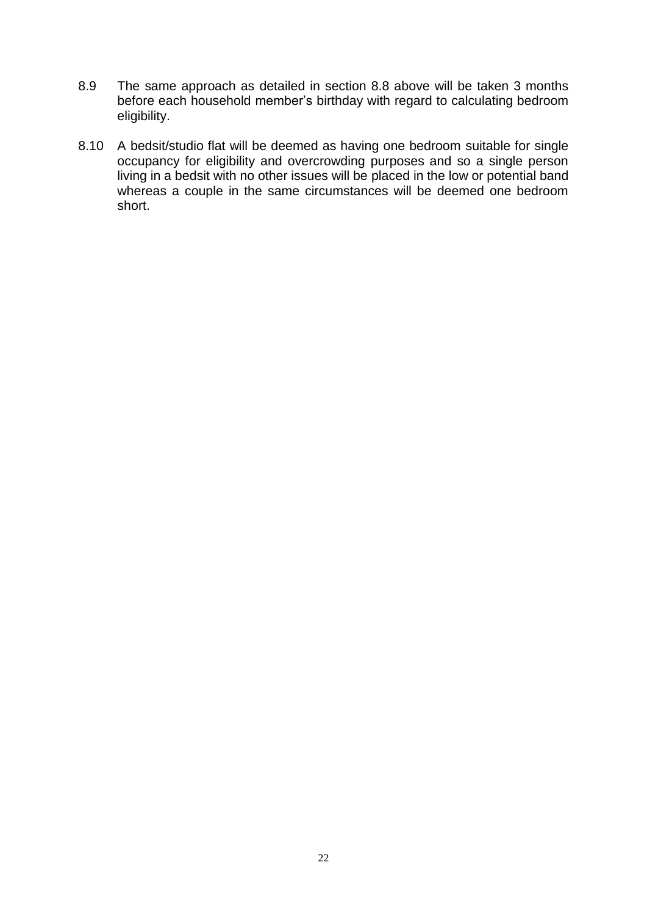8.9 The same approach as detailed in section 8.8 above will be taken 3 months before each household member's birthday with regard to calculating bedroom eligibility.

8.10 A bedsit/studio flat will be deemed as having one bedroom suitable for single occupancy for eligibility and overcrowding purposes and so a single person living in a bedsit with no other issues will be placed in the low or potential band whereas a couple in the same circumstances will be deemed one bedroom short.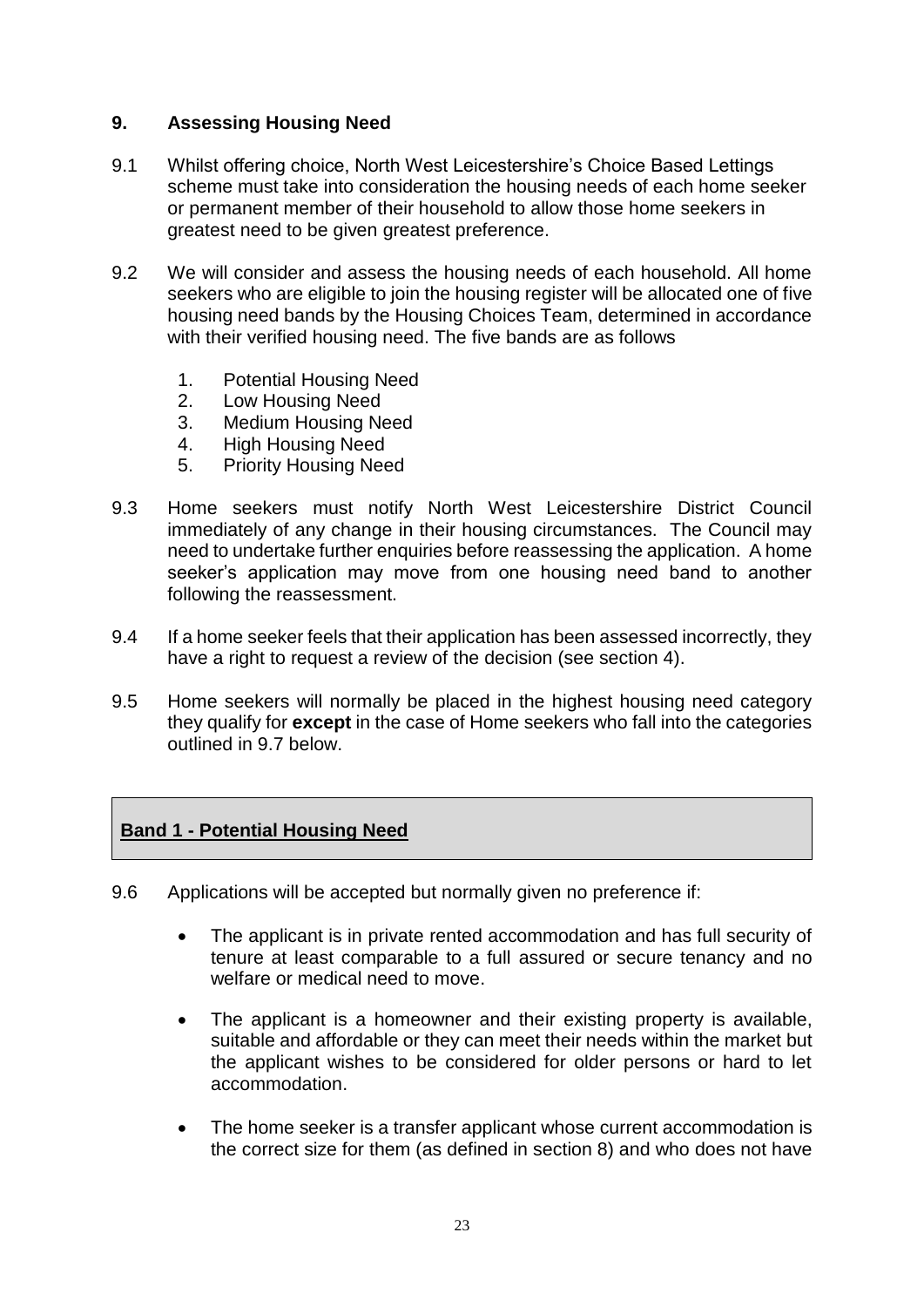## 9. Assessing Housing Need

9.1 Whilst offering choice, North West Leicestershire's Choice Based Lettings scheme must take into consideration the housing needs of each home seeker or permanent member of their household to allow those home seekers in greatest need to be given greatest preference.

9.2 We will consider and assess the housing needs of each household. All home seekers who are eligible to join the housing register will be allocated one of five housing need bands by the Housing Choices Team, determined in accordance with their verified housing need. The five bands are as follows

1. Potential Housing Need
2. Low Housing Need
3. Medium Housing Need
4. High Housing Need
5. Priority Housing Need

9.3 Home seekers must notify North West Leicestershire District Council immediately of any change in their housing circumstances. The Council may need to undertake further enquiries before reassessing the application. A home seeker's application may move from one housing need band to another following the reassessment.

9.4 If a home seeker feels that their application has been assessed incorrectly, they have a right to request a review of the decision (see section 4).

9.5 Home seekers will normally be placed in the highest housing need category they qualify for **except** in the case of Home seekers who fall into the categories outlined in 9.7 below.

### Band 1 - Potential Housing Need

9.6 Applications will be accepted but normally given no preference if:

- The applicant is in private rented accommodation and has full security of tenure at least comparable to a full assured or secure tenancy and no welfare or medical need to move.
- The applicant is a homeowner and their existing property is available, suitable and affordable or they can meet their needs within the market but the applicant wishes to be considered for older persons or hard to let accommodation.
- The home seeker is a transfer applicant whose current accommodation is the correct size for them (as defined in section 8) and who does not have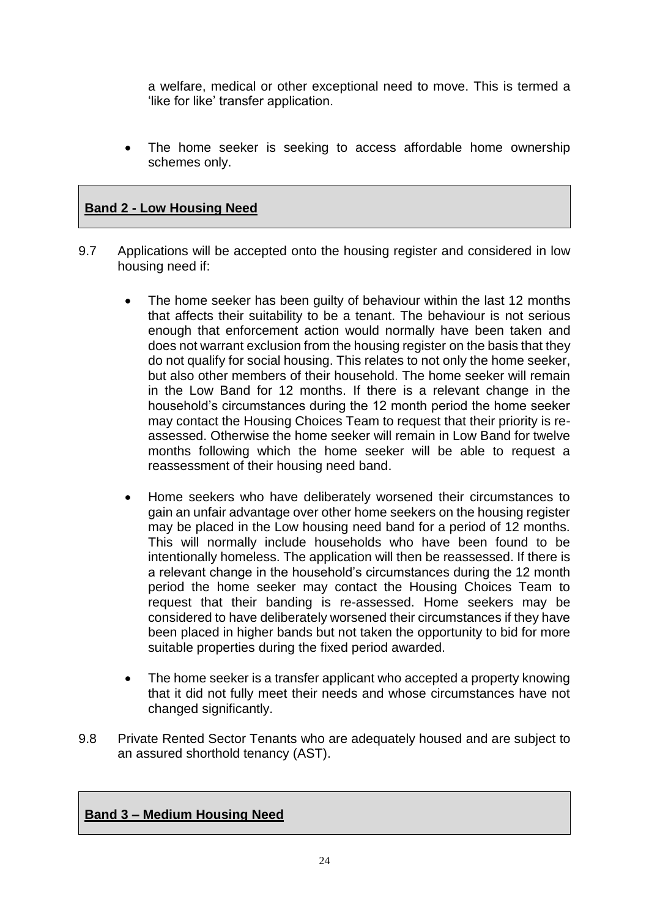a welfare, medical or other exceptional need to move. This is termed a 'like for like' transfer application.

- The home seeker is seeking to access affordable home ownership schemes only.

## **Band 2 - Low Housing Need**

9.7 Applications will be accepted onto the housing register and considered in low housing need if:

- The home seeker has been guilty of behaviour within the last 12 months that affects their suitability to be a tenant. The behaviour is not serious enough that enforcement action would normally have been taken and does not warrant exclusion from the housing register on the basis that they do not qualify for social housing. This relates to not only the home seeker, but also other members of their household. The home seeker will remain in the Low Band for 12 months. If there is a relevant change in the household's circumstances during the 12 month period the home seeker may contact the Housing Choices Team to request that their priority is re-assessed. Otherwise the home seeker will remain in Low Band for twelve months following which the home seeker will be able to request a reassessment of their housing need band.

- Home seekers who have deliberately worsened their circumstances to gain an unfair advantage over other home seekers on the housing register may be placed in the Low housing need band for a period of 12 months. This will normally include households who have been found to be intentionally homeless. The application will then be reassessed. If there is a relevant change in the household's circumstances during the 12 month period the home seeker may contact the Housing Choices Team to request that their banding is re-assessed. Home seekers may be considered to have deliberately worsened their circumstances if they have been placed in higher bands but not taken the opportunity to bid for more suitable properties during the fixed period awarded.

- The home seeker is a transfer applicant who accepted a property knowing that it did not fully meet their needs and whose circumstances have not changed significantly.

9.8 Private Rented Sector Tenants who are adequately housed and are subject to an assured shorthold tenancy (AST).

## **Band 3 – Medium Housing Need**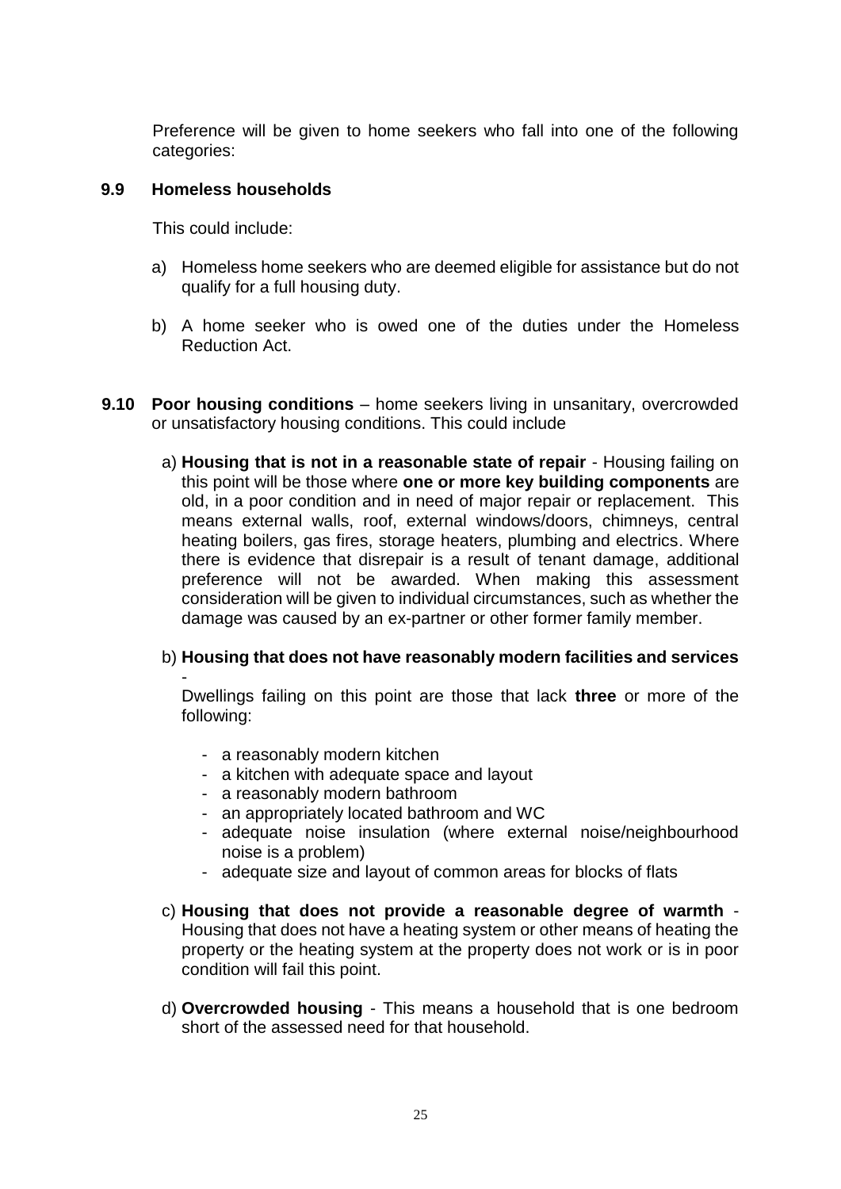Preference will be given to home seekers who fall into one of the following categories:

### 9.9 Homeless households

This could include:

a) Homeless home seekers who are deemed eligible for assistance but do not qualify for a full housing duty.

b) A home seeker who is owed one of the duties under the Homeless Reduction Act.

### 9.10 Poor housing conditions – home seekers living in unsanitary, overcrowded or unsatisfactory housing conditions. This could include

a) **Housing that is not in a reasonable state of repair** - Housing failing on this point will be those where **one or more key building components** are old, in a poor condition and in need of major repair or replacement. This means external walls, roof, external windows/doors, chimneys, central heating boilers, gas fires, storage heaters, plumbing and electrics. Where there is evidence that disrepair is a result of tenant damage, additional preference will not be awarded. When making this assessment consideration will be given to individual circumstances, such as whether the damage was caused by an ex-partner or other former family member.

b) **Housing that does not have reasonably modern facilities and services** -
Dwellings failing on this point are those that lack **three** or more of the following:

- a reasonably modern kitchen
- a kitchen with adequate space and layout
- a reasonably modern bathroom
- an appropriately located bathroom and WC
- adequate noise insulation (where external noise/neighbourhood noise is a problem)
- adequate size and layout of common areas for blocks of flats

c) **Housing that does not provide a reasonable degree of warmth** - Housing that does not have a heating system or other means of heating the property or the heating system at the property does not work or is in poor condition will fail this point.

d) **Overcrowded housing** - This means a household that is one bedroom short of the assessed need for that household.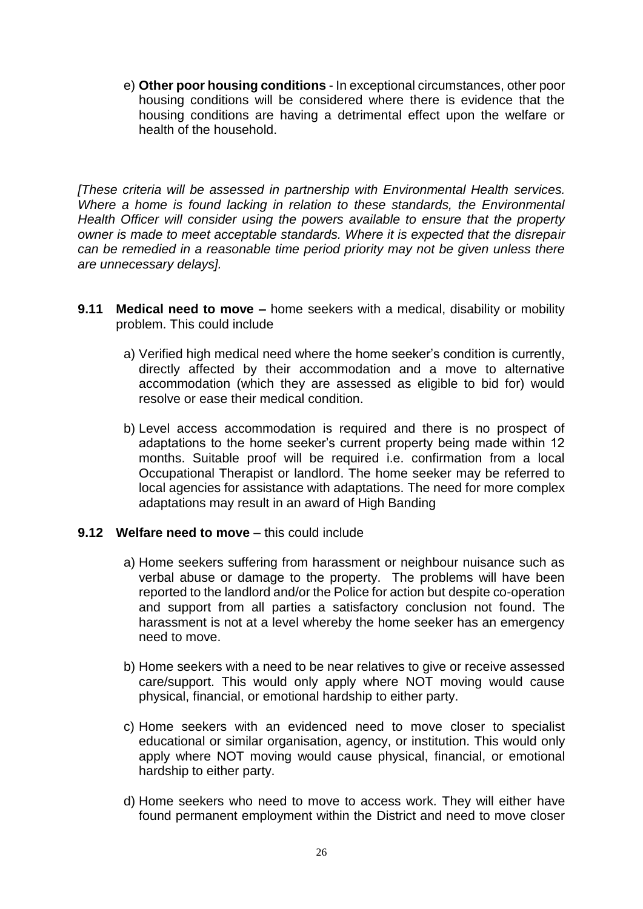e) **Other poor housing conditions** - In exceptional circumstances, other poor housing conditions will be considered where there is evidence that the housing conditions are having a detrimental effect upon the welfare or health of the household.

*[These criteria will be assessed in partnership with Environmental Health services. Where a home is found lacking in relation to these standards, the Environmental Health Officer will consider using the powers available to ensure that the property owner is made to meet acceptable standards. Where it is expected that the disrepair can be remedied in a reasonable time period priority may not be given unless there are unnecessary delays].*

**9.11 Medical need to move –** home seekers with a medical, disability or mobility problem. This could include

a) Verified high medical need where the home seeker's condition is currently, directly affected by their accommodation and a move to alternative accommodation (which they are assessed as eligible to bid for) would resolve or ease their medical condition.

b) Level access accommodation is required and there is no prospect of adaptations to the home seeker's current property being made within 12 months. Suitable proof will be required i.e. confirmation from a local Occupational Therapist or landlord. The home seeker may be referred to local agencies for assistance with adaptations. The need for more complex adaptations may result in an award of High Banding

**9.12 Welfare need to move** – this could include

a) Home seekers suffering from harassment or neighbour nuisance such as verbal abuse or damage to the property. The problems will have been reported to the landlord and/or the Police for action but despite co-operation and support from all parties a satisfactory conclusion not found. The harassment is not at a level whereby the home seeker has an emergency need to move.

b) Home seekers with a need to be near relatives to give or receive assessed care/support. This would only apply where NOT moving would cause physical, financial, or emotional hardship to either party.

c) Home seekers with an evidenced need to move closer to specialist educational or similar organisation, agency, or institution. This would only apply where NOT moving would cause physical, financial, or emotional hardship to either party.

d) Home seekers who need to move to access work. They will either have found permanent employment within the District and need to move closer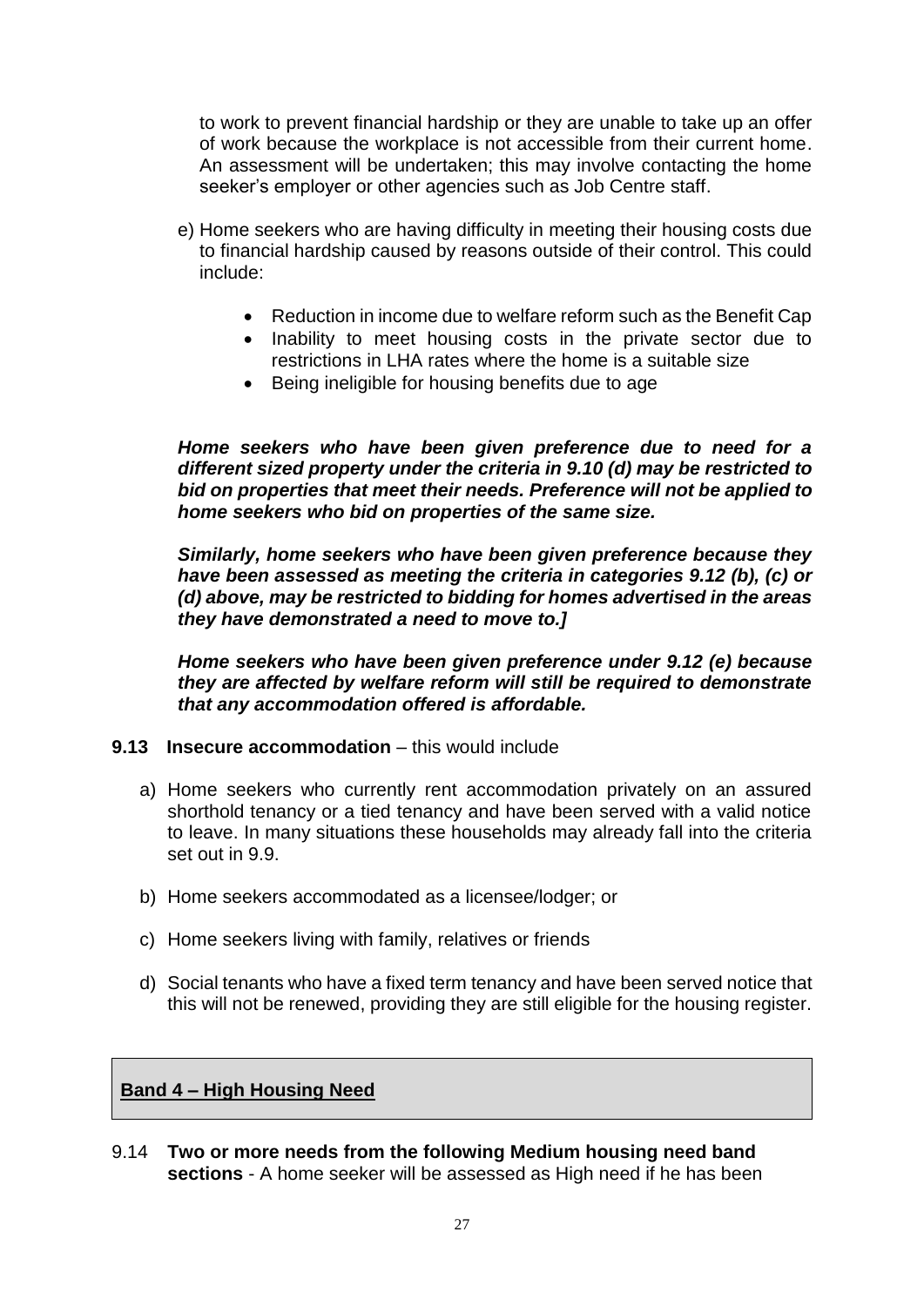to work to prevent financial hardship or they are unable to take up an offer of work because the workplace is not accessible from their current home. An assessment will be undertaken; this may involve contacting the home seeker's employer or other agencies such as Job Centre staff.

e) Home seekers who are having difficulty in meeting their housing costs due to financial hardship caused by reasons outside of their control. This could include:

- Reduction in income due to welfare reform such as the Benefit Cap
- Inability to meet housing costs in the private sector due to restrictions in LHA rates where the home is a suitable size
- Being ineligible for housing benefits due to age

***Home seekers who have been given preference due to need for a different sized property under the criteria in 9.10 (d) may be restricted to bid on properties that meet their needs. Preference will not be applied to home seekers who bid on properties of the same size.***

***Similarly, home seekers who have been given preference because they have been assessed as meeting the criteria in categories 9.12 (b), (c) or (d) above, may be restricted to bidding for homes advertised in the areas they have demonstrated a need to move to.]***

***Home seekers who have been given preference under 9.12 (e) because they are affected by welfare reform will still be required to demonstrate that any accommodation offered is affordable.***

**9.13 Insecure accommodation** – this would include

a) Home seekers who currently rent accommodation privately on an assured shorthold tenancy or a tied tenancy and have been served with a valid notice to leave. In many situations these households may already fall into the criteria set out in 9.9.

b) Home seekers accommodated as a licensee/lodger; or

c) Home seekers living with family, relatives or friends

d) Social tenants who have a fixed term tenancy and have been served notice that this will not be renewed, providing they are still eligible for the housing register.

## Band 4 – High Housing Need

9.14 **Two or more needs from the following Medium housing need band sections** - A home seeker will be assessed as High need if he has been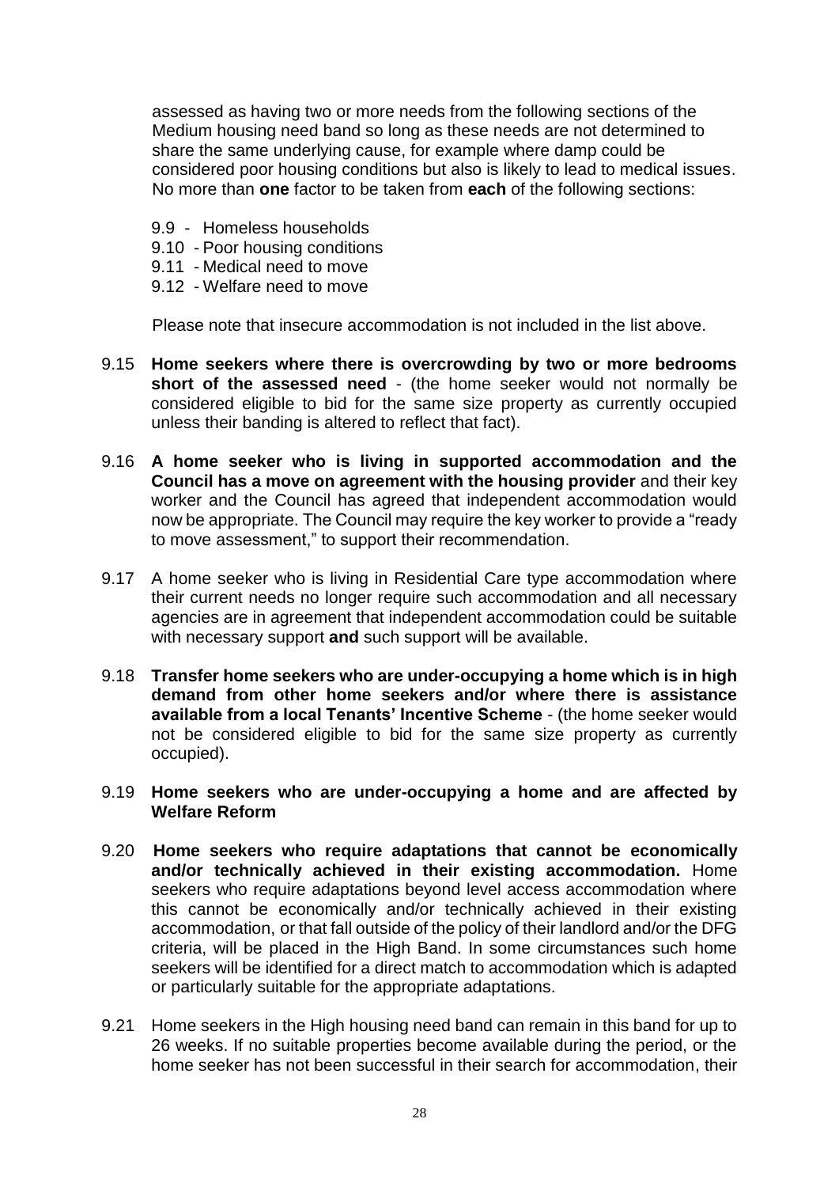assessed as having two or more needs from the following sections of the Medium housing need band so long as these needs are not determined to share the same underlying cause, for example where damp could be considered poor housing conditions but also is likely to lead to medical issues. No more than **one** factor to be taken from **each** of the following sections:

- 9.9 - Homeless households
- 9.10 - Poor housing conditions
- 9.11 - Medical need to move
- 9.12 - Welfare need to move

Please note that insecure accommodation is not included in the list above.

9.15 **Home seekers where there is overcrowding by two or more bedrooms short of the assessed need** - (the home seeker would not normally be considered eligible to bid for the same size property as currently occupied unless their banding is altered to reflect that fact).

9.16 **A home seeker who is living in supported accommodation and the Council has a move on agreement with the housing provider** and their key worker and the Council has agreed that independent accommodation would now be appropriate. The Council may require the key worker to provide a "ready to move assessment," to support their recommendation.

9.17 A home seeker who is living in Residential Care type accommodation where their current needs no longer require such accommodation and all necessary agencies are in agreement that independent accommodation could be suitable with necessary support **and** such support will be available.

9.18 **Transfer home seekers who are under-occupying a home which is in high demand from other home seekers and/or where there is assistance available from a local Tenants' Incentive Scheme** - (the home seeker would not be considered eligible to bid for the same size property as currently occupied).

9.19 **Home seekers who are under-occupying a home and are affected by Welfare Reform**

9.20 **Home seekers who require adaptations that cannot be economically and/or technically achieved in their existing accommodation.** Home seekers who require adaptations beyond level access accommodation where this cannot be economically and/or technically achieved in their existing accommodation, or that fall outside of the policy of their landlord and/or the DFG criteria, will be placed in the High Band. In some circumstances such home seekers will be identified for a direct match to accommodation which is adapted or particularly suitable for the appropriate adaptations.

9.21 Home seekers in the High housing need band can remain in this band for up to 26 weeks. If no suitable properties become available during the period, or the home seeker has not been successful in their search for accommodation, their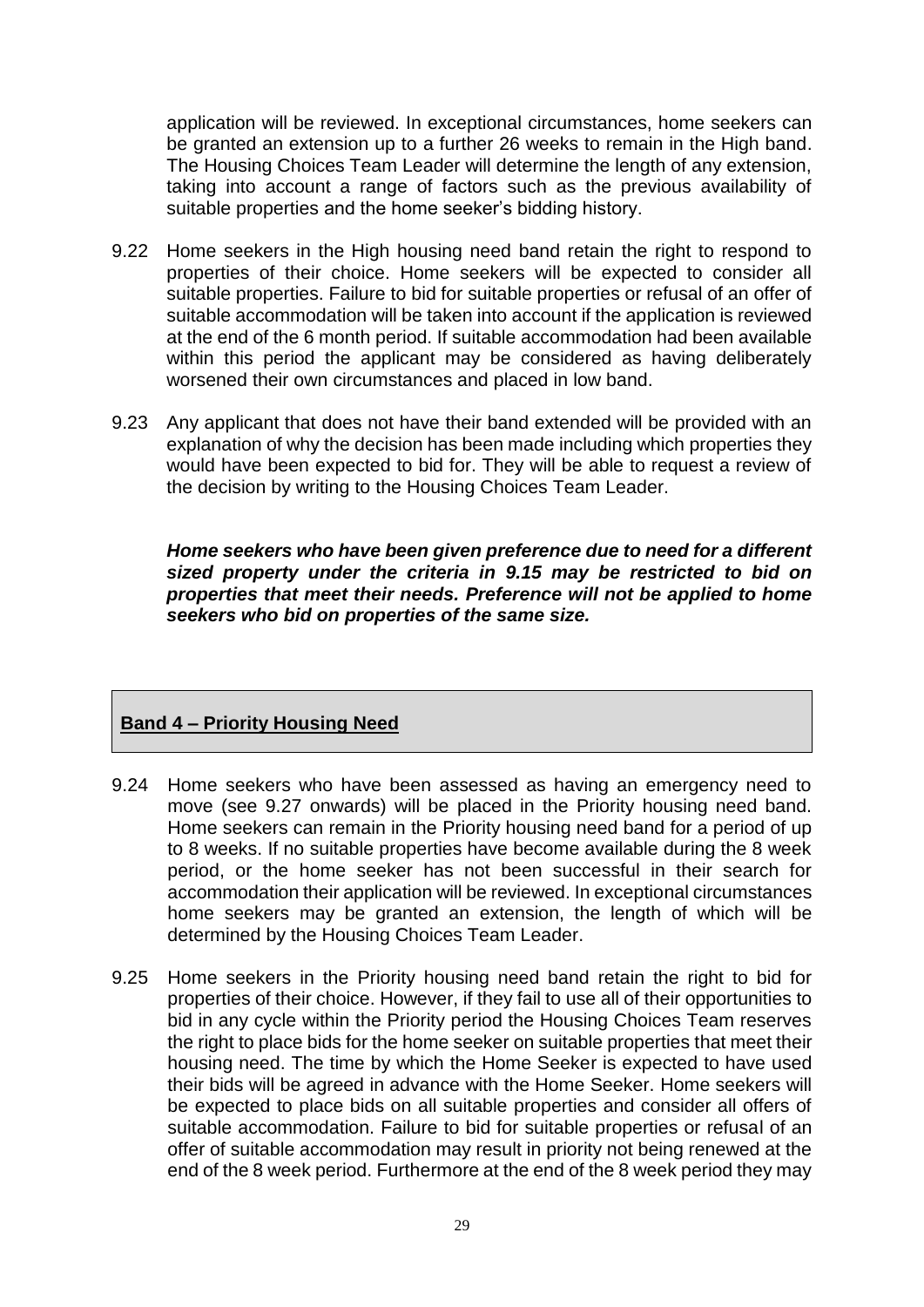application will be reviewed. In exceptional circumstances, home seekers can be granted an extension up to a further 26 weeks to remain in the High band. The Housing Choices Team Leader will determine the length of any extension, taking into account a range of factors such as the previous availability of suitable properties and the home seeker's bidding history.

9.22 Home seekers in the High housing need band retain the right to respond to properties of their choice. Home seekers will be expected to consider all suitable properties. Failure to bid for suitable properties or refusal of an offer of suitable accommodation will be taken into account if the application is reviewed at the end of the 6 month period. If suitable accommodation had been available within this period the applicant may be considered as having deliberately worsened their own circumstances and placed in low band.

9.23 Any applicant that does not have their band extended will be provided with an explanation of why the decision has been made including which properties they would have been expected to bid for. They will be able to request a review of the decision by writing to the Housing Choices Team Leader.

***Home seekers who have been given preference due to need for a different sized property under the criteria in 9.15 may be restricted to bid on properties that meet their needs. Preference will not be applied to home seekers who bid on properties of the same size.***

## Band 4 – Priority Housing Need

9.24 Home seekers who have been assessed as having an emergency need to move (see 9.27 onwards) will be placed in the Priority housing need band. Home seekers can remain in the Priority housing need band for a period of up to 8 weeks. If no suitable properties have become available during the 8 week period, or the home seeker has not been successful in their search for accommodation their application will be reviewed. In exceptional circumstances home seekers may be granted an extension, the length of which will be determined by the Housing Choices Team Leader.

9.25 Home seekers in the Priority housing need band retain the right to bid for properties of their choice. However, if they fail to use all of their opportunities to bid in any cycle within the Priority period the Housing Choices Team reserves the right to place bids for the home seeker on suitable properties that meet their housing need. The time by which the Home Seeker is expected to have used their bids will be agreed in advance with the Home Seeker. Home seekers will be expected to place bids on all suitable properties and consider all offers of suitable accommodation. Failure to bid for suitable properties or refusal of an offer of suitable accommodation may result in priority not being renewed at the end of the 8 week period. Furthermore at the end of the 8 week period they may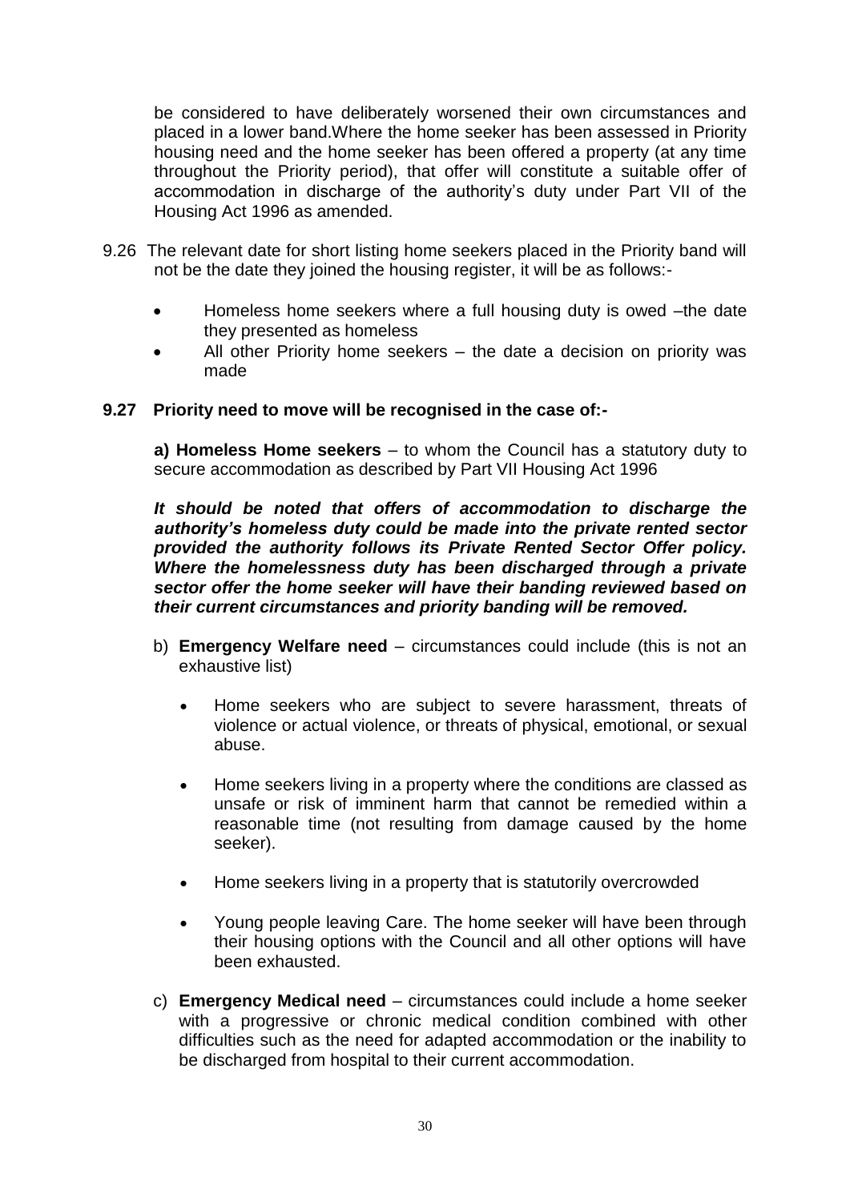be considered to have deliberately worsened their own circumstances and placed in a lower band.Where the home seeker has been assessed in Priority housing need and the home seeker has been offered a property (at any time throughout the Priority period), that offer will constitute a suitable offer of accommodation in discharge of the authority's duty under Part VII of the Housing Act 1996 as amended.

9.26 The relevant date for short listing home seekers placed in the Priority band will not be the date they joined the housing register, it will be as follows:-

- Homeless home seekers where a full housing duty is owed –the date they presented as homeless
- All other Priority home seekers – the date a decision on priority was made

**9.27 Priority need to move will be recognised in the case of:-**

**a) Homeless Home seekers** – to whom the Council has a statutory duty to secure accommodation as described by Part VII Housing Act 1996

***It should be noted that offers of accommodation to discharge the authority's homeless duty could be made into the private rented sector provided the authority follows its Private Rented Sector Offer policy. Where the homelessness duty has been discharged through a private sector offer the home seeker will have their banding reviewed based on their current circumstances and priority banding will be removed.***

b) **Emergency Welfare need** – circumstances could include (this is not an exhaustive list)

- Home seekers who are subject to severe harassment, threats of violence or actual violence, or threats of physical, emotional, or sexual abuse.
- Home seekers living in a property where the conditions are classed as unsafe or risk of imminent harm that cannot be remedied within a reasonable time (not resulting from damage caused by the home seeker).
- Home seekers living in a property that is statutorily overcrowded
- Young people leaving Care. The home seeker will have been through their housing options with the Council and all other options will have been exhausted.

c) **Emergency Medical need** – circumstances could include a home seeker with a progressive or chronic medical condition combined with other difficulties such as the need for adapted accommodation or the inability to be discharged from hospital to their current accommodation.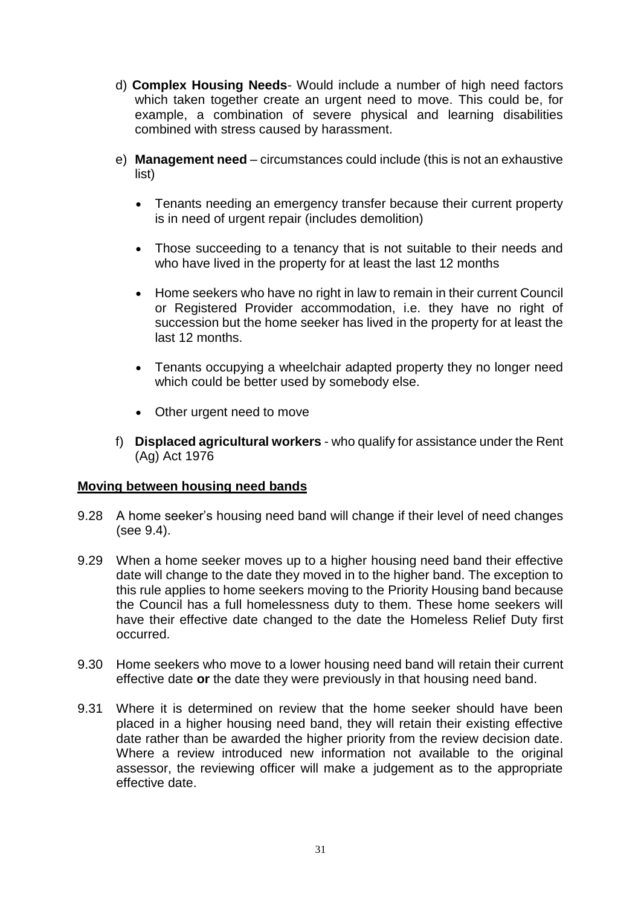d) **Complex Housing Needs**- Would include a number of high need factors which taken together create an urgent need to move. This could be, for example, a combination of severe physical and learning disabilities combined with stress caused by harassment.

e) **Management need** – circumstances could include (this is not an exhaustive list)

- Tenants needing an emergency transfer because their current property is in need of urgent repair (includes demolition)
- Those succeeding to a tenancy that is not suitable to their needs and who have lived in the property for at least the last 12 months
- Home seekers who have no right in law to remain in their current Council or Registered Provider accommodation, i.e. they have no right of succession but the home seeker has lived in the property for at least the last 12 months.
- Tenants occupying a wheelchair adapted property they no longer need which could be better used by somebody else.
- Other urgent need to move

f) **Displaced agricultural workers** - who qualify for assistance under the Rent (Ag) Act 1976

**Moving between housing need bands**

9.28 A home seeker's housing need band will change if their level of need changes (see 9.4).

9.29 When a home seeker moves up to a higher housing need band their effective date will change to the date they moved in to the higher band. The exception to this rule applies to home seekers moving to the Priority Housing band because the Council has a full homelessness duty to them. These home seekers will have their effective date changed to the date the Homeless Relief Duty first occurred.

9.30 Home seekers who move to a lower housing need band will retain their current effective date **or** the date they were previously in that housing need band.

9.31 Where it is determined on review that the home seeker should have been placed in a higher housing need band, they will retain their existing effective date rather than be awarded the higher priority from the review decision date. Where a review introduced new information not available to the original assessor, the reviewing officer will make a judgement as to the appropriate effective date.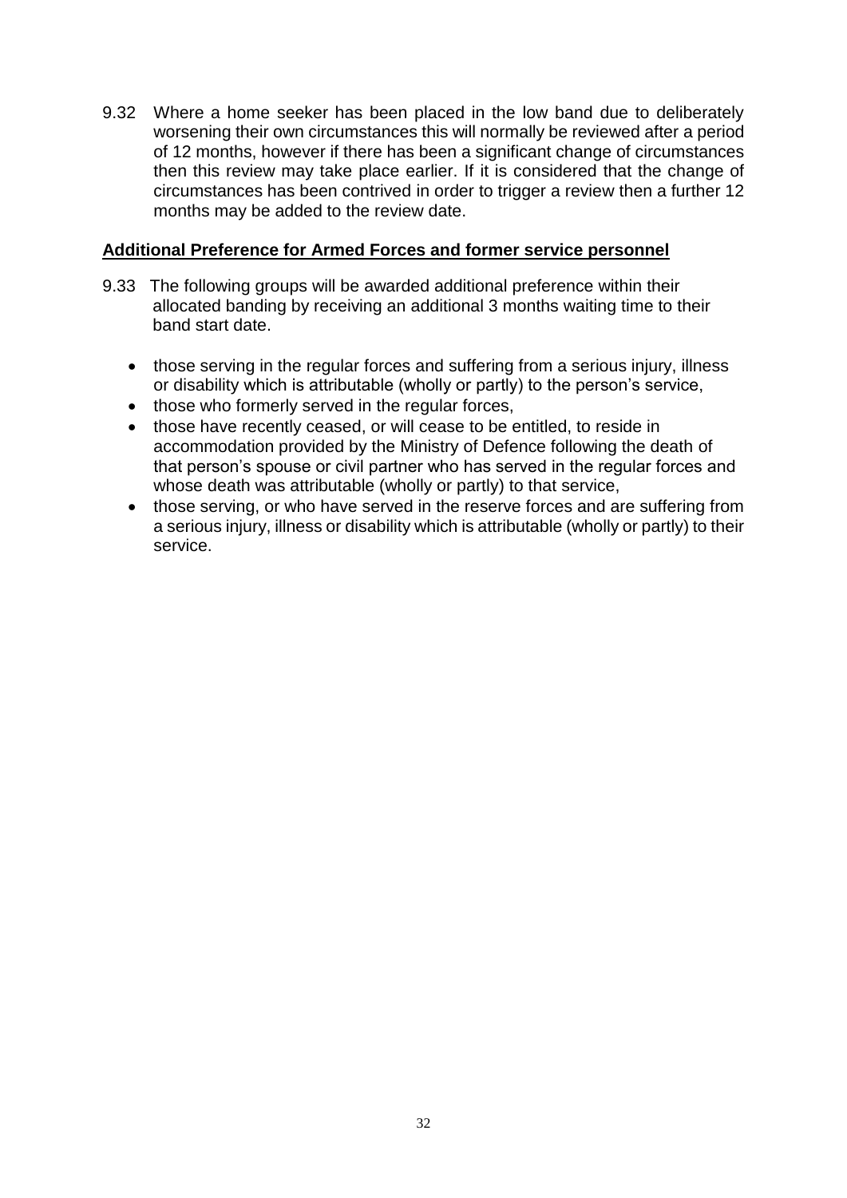9.32 Where a home seeker has been placed in the low band due to deliberately worsening their own circumstances this will normally be reviewed after a period of 12 months, however if there has been a significant change of circumstances then this review may take place earlier. If it is considered that the change of circumstances has been contrived in order to trigger a review then a further 12 months may be added to the review date.

**Additional Preference for Armed Forces and former service personnel**

9.33 The following groups will be awarded additional preference within their allocated banding by receiving an additional 3 months waiting time to their band start date.

- those serving in the regular forces and suffering from a serious injury, illness or disability which is attributable (wholly or partly) to the person's service,
- those who formerly served in the regular forces,
- those have recently ceased, or will cease to be entitled, to reside in accommodation provided by the Ministry of Defence following the death of that person's spouse or civil partner who has served in the regular forces and whose death was attributable (wholly or partly) to that service,
- those serving, or who have served in the reserve forces and are suffering from a serious injury, illness or disability which is attributable (wholly or partly) to their service.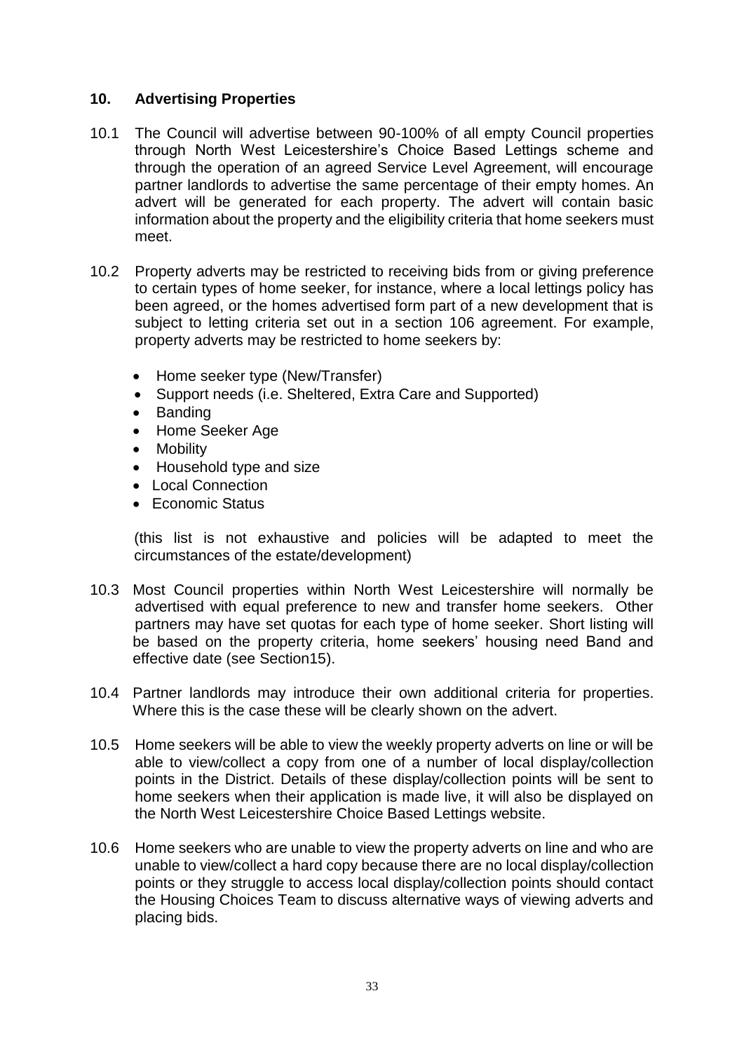## 10. Advertising Properties

10.1 The Council will advertise between 90-100% of all empty Council properties through North West Leicestershire's Choice Based Lettings scheme and through the operation of an agreed Service Level Agreement, will encourage partner landlords to advertise the same percentage of their empty homes. An advert will be generated for each property. The advert will contain basic information about the property and the eligibility criteria that home seekers must meet.

10.2 Property adverts may be restricted to receiving bids from or giving preference to certain types of home seeker, for instance, where a local lettings policy has been agreed, or the homes advertised form part of a new development that is subject to letting criteria set out in a section 106 agreement. For example, property adverts may be restricted to home seekers by:

- Home seeker type (New/Transfer)
- Support needs (i.e. Sheltered, Extra Care and Supported)
- Banding
- Home Seeker Age
- Mobility
- Household type and size
- Local Connection
- Economic Status

(this list is not exhaustive and policies will be adapted to meet the circumstances of the estate/development)

10.3 Most Council properties within North West Leicestershire will normally be advertised with equal preference to new and transfer home seekers. Other partners may have set quotas for each type of home seeker. Short listing will be based on the property criteria, home seekers' housing need Band and effective date (see Section15).

10.4 Partner landlords may introduce their own additional criteria for properties. Where this is the case these will be clearly shown on the advert.

10.5 Home seekers will be able to view the weekly property adverts on line or will be able to view/collect a copy from one of a number of local display/collection points in the District. Details of these display/collection points will be sent to home seekers when their application is made live, it will also be displayed on the North West Leicestershire Choice Based Lettings website.

10.6 Home seekers who are unable to view the property adverts on line and who are unable to view/collect a hard copy because there are no local display/collection points or they struggle to access local display/collection points should contact the Housing Choices Team to discuss alternative ways of viewing adverts and placing bids.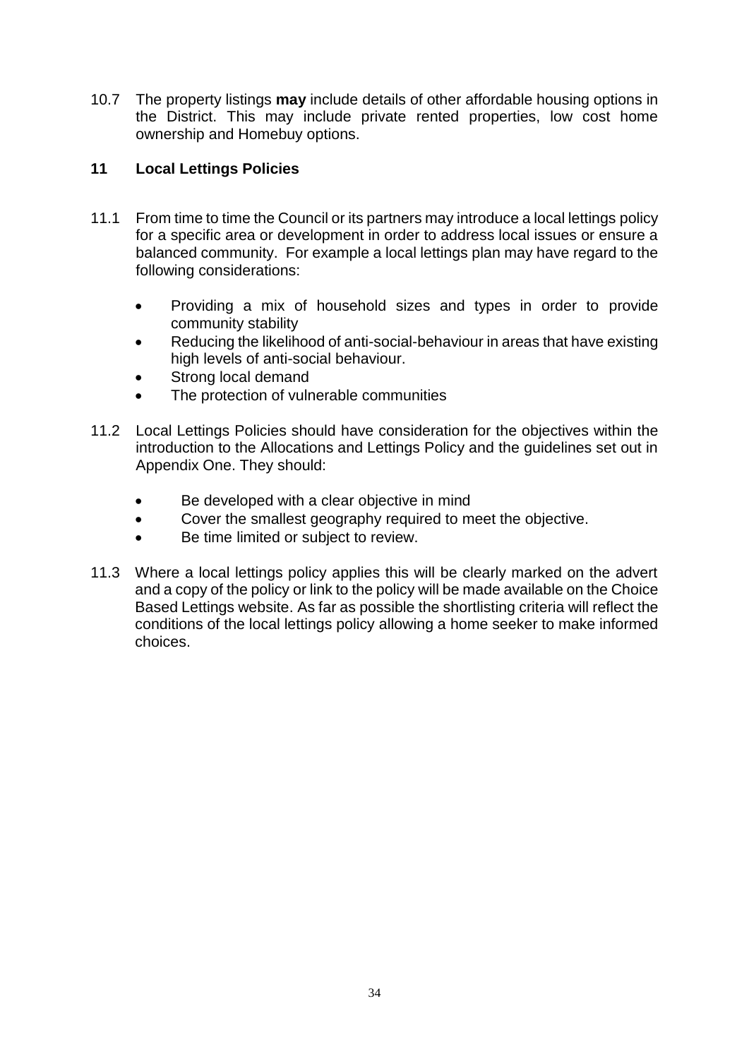10.7 The property listings **may** include details of other affordable housing options in the District. This may include private rented properties, low cost home ownership and Homebuy options.

## 11 Local Lettings Policies

11.1 From time to time the Council or its partners may introduce a local lettings policy for a specific area or development in order to address local issues or ensure a balanced community. For example a local lettings plan may have regard to the following considerations:

- Providing a mix of household sizes and types in order to provide community stability
- Reducing the likelihood of anti-social-behaviour in areas that have existing high levels of anti-social behaviour.
- Strong local demand
- The protection of vulnerable communities

11.2 Local Lettings Policies should have consideration for the objectives within the introduction to the Allocations and Lettings Policy and the guidelines set out in Appendix One. They should:

- Be developed with a clear objective in mind
- Cover the smallest geography required to meet the objective.
- Be time limited or subject to review.

11.3 Where a local lettings policy applies this will be clearly marked on the advert and a copy of the policy or link to the policy will be made available on the Choice Based Lettings website. As far as possible the shortlisting criteria will reflect the conditions of the local lettings policy allowing a home seeker to make informed choices.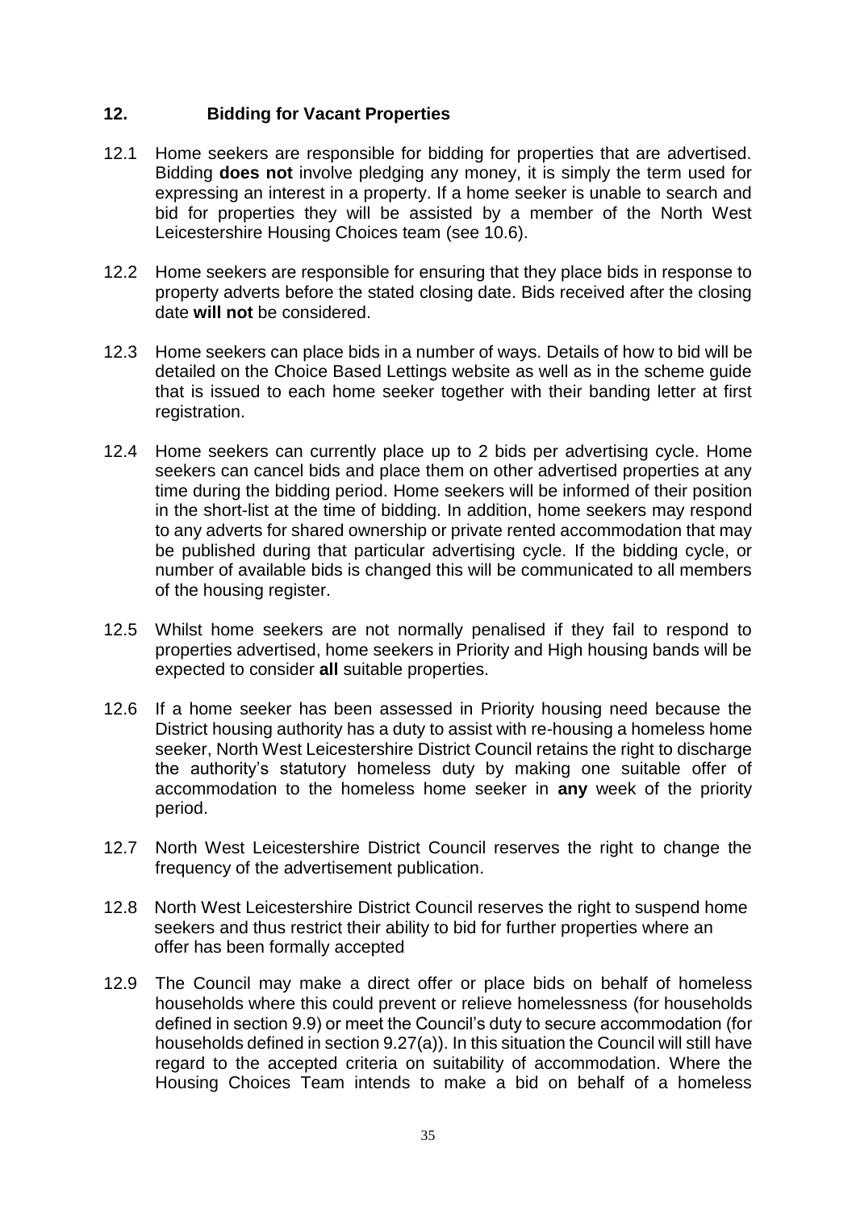## 12. Bidding for Vacant Properties

12.1 Home seekers are responsible for bidding for properties that are advertised. Bidding **does not** involve pledging any money, it is simply the term used for expressing an interest in a property. If a home seeker is unable to search and bid for properties they will be assisted by a member of the North West Leicestershire Housing Choices team (see 10.6).

12.2 Home seekers are responsible for ensuring that they place bids in response to property adverts before the stated closing date. Bids received after the closing date **will not** be considered.

12.3 Home seekers can place bids in a number of ways. Details of how to bid will be detailed on the Choice Based Lettings website as well as in the scheme guide that is issued to each home seeker together with their banding letter at first registration.

12.4 Home seekers can currently place up to 2 bids per advertising cycle. Home seekers can cancel bids and place them on other advertised properties at any time during the bidding period. Home seekers will be informed of their position in the short-list at the time of bidding. In addition, home seekers may respond to any adverts for shared ownership or private rented accommodation that may be published during that particular advertising cycle. If the bidding cycle, or number of available bids is changed this will be communicated to all members of the housing register.

12.5 Whilst home seekers are not normally penalised if they fail to respond to properties advertised, home seekers in Priority and High housing bands will be expected to consider **all** suitable properties.

12.6 If a home seeker has been assessed in Priority housing need because the District housing authority has a duty to assist with re-housing a homeless home seeker, North West Leicestershire District Council retains the right to discharge the authority's statutory homeless duty by making one suitable offer of accommodation to the homeless home seeker in **any** week of the priority period.

12.7 North West Leicestershire District Council reserves the right to change the frequency of the advertisement publication.

12.8 North West Leicestershire District Council reserves the right to suspend home seekers and thus restrict their ability to bid for further properties where an offer has been formally accepted

12.9 The Council may make a direct offer or place bids on behalf of homeless households where this could prevent or relieve homelessness (for households defined in section 9.9) or meet the Council's duty to secure accommodation (for households defined in section 9.27(a)). In this situation the Council will still have regard to the accepted criteria on suitability of accommodation. Where the Housing Choices Team intends to make a bid on behalf of a homeless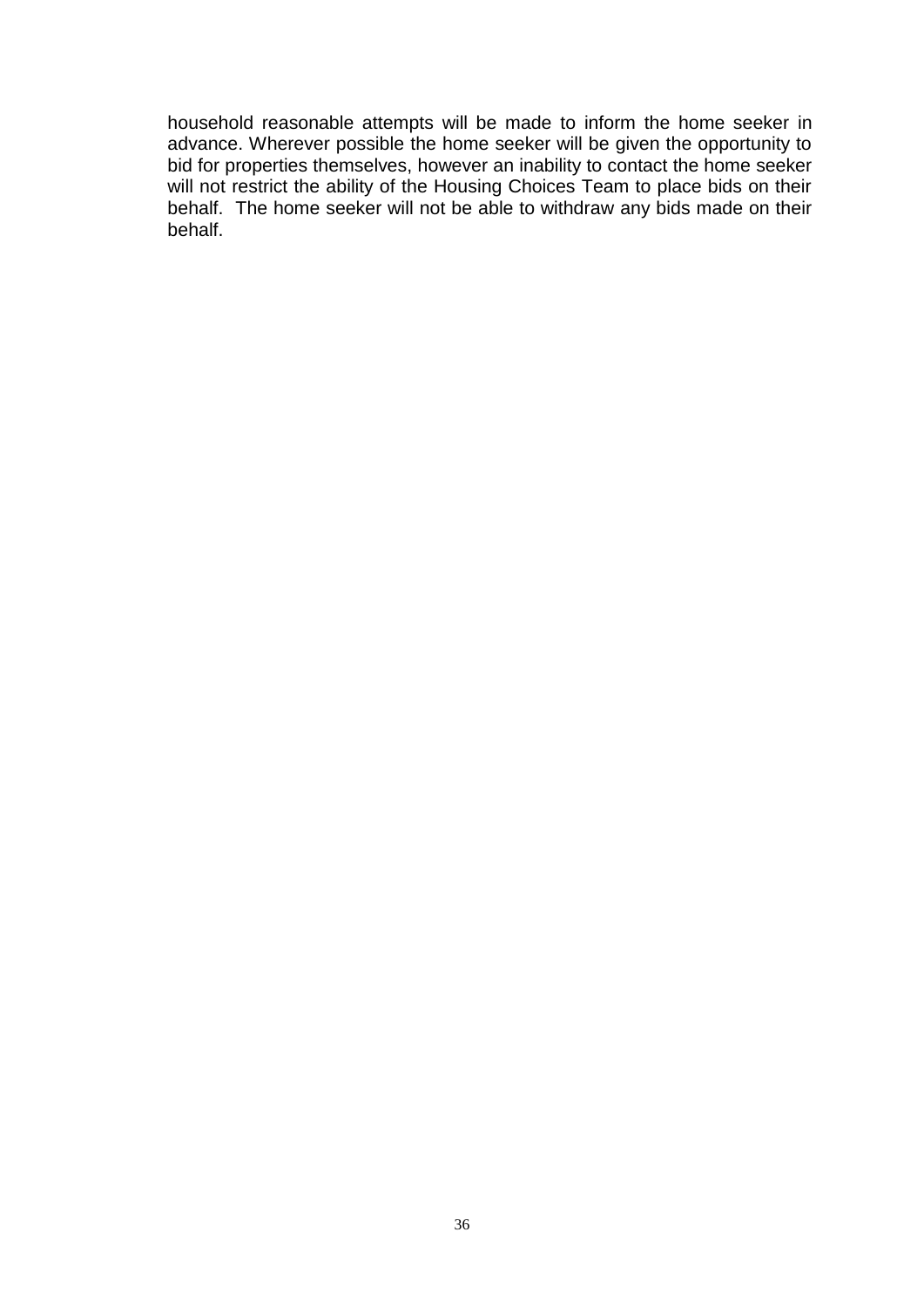household reasonable attempts will be made to inform the home seeker in advance. Wherever possible the home seeker will be given the opportunity to bid for properties themselves, however an inability to contact the home seeker will not restrict the ability of the Housing Choices Team to place bids on their behalf. The home seeker will not be able to withdraw any bids made on their behalf.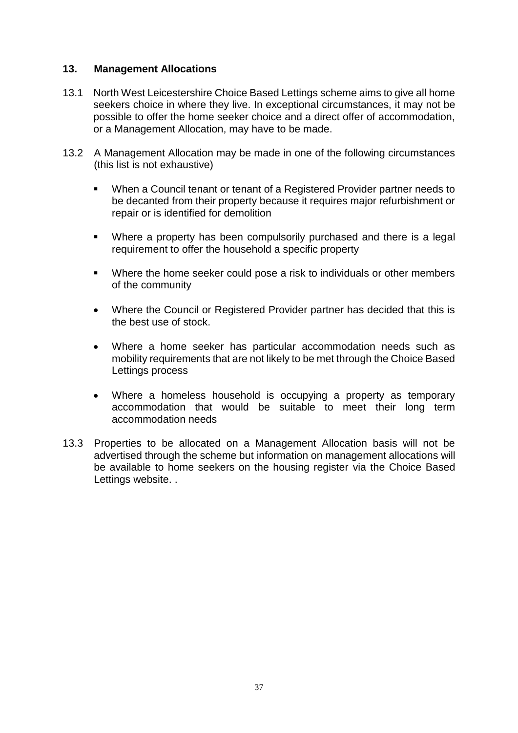## 13. Management Allocations

13.1 North West Leicestershire Choice Based Lettings scheme aims to give all home seekers choice in where they live. In exceptional circumstances, it may not be possible to offer the home seeker choice and a direct offer of accommodation, or a Management Allocation, may have to be made.

13.2 A Management Allocation may be made in one of the following circumstances (this list is not exhaustive)

- When a Council tenant or tenant of a Registered Provider partner needs to be decanted from their property because it requires major refurbishment or repair or is identified for demolition
- Where a property has been compulsorily purchased and there is a legal requirement to offer the household a specific property
- Where the home seeker could pose a risk to individuals or other members of the community
- Where the Council or Registered Provider partner has decided that this is the best use of stock.
- Where a home seeker has particular accommodation needs such as mobility requirements that are not likely to be met through the Choice Based Lettings process
- Where a homeless household is occupying a property as temporary accommodation that would be suitable to meet their long term accommodation needs

13.3 Properties to be allocated on a Management Allocation basis will not be advertised through the scheme but information on management allocations will be available to home seekers on the housing register via the Choice Based Lettings website. .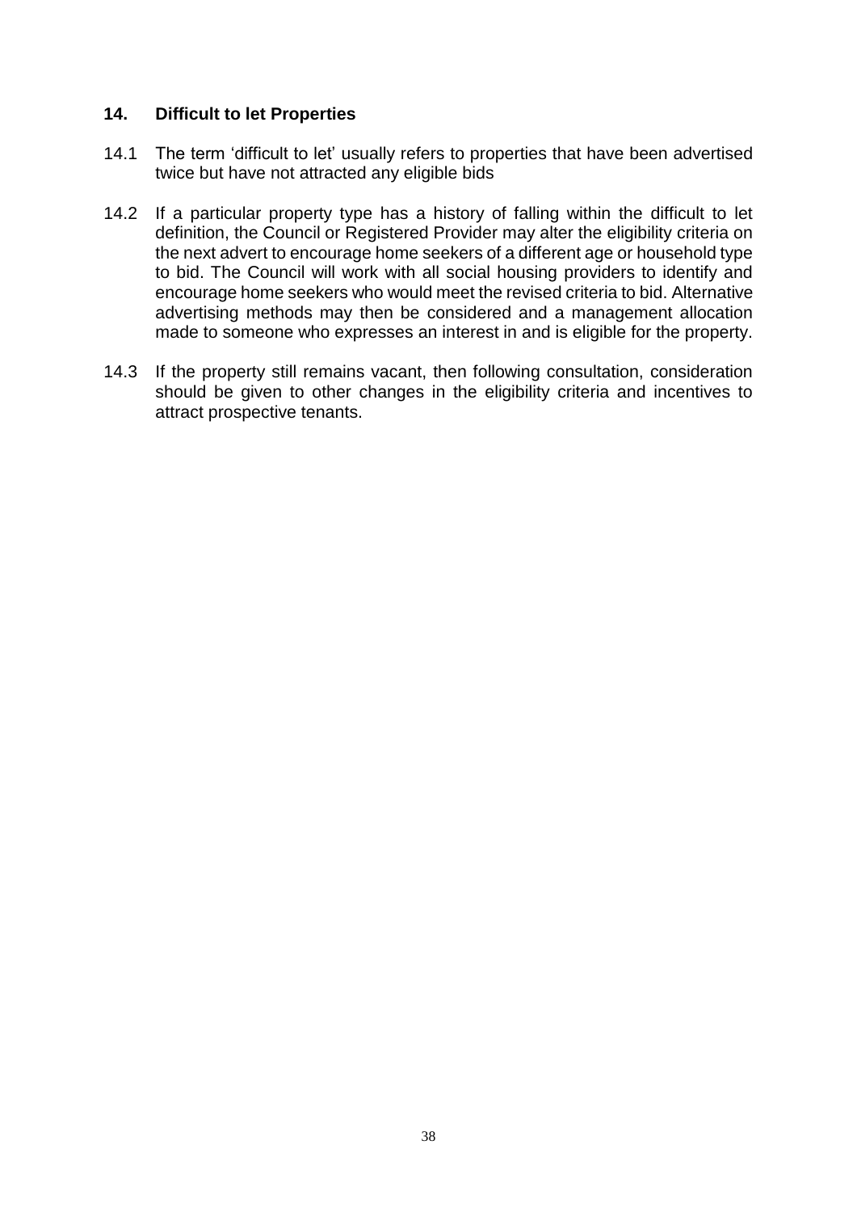## 14. Difficult to let Properties

14.1 The term 'difficult to let' usually refers to properties that have been advertised twice but have not attracted any eligible bids

14.2 If a particular property type has a history of falling within the difficult to let definition, the Council or Registered Provider may alter the eligibility criteria on the next advert to encourage home seekers of a different age or household type to bid. The Council will work with all social housing providers to identify and encourage home seekers who would meet the revised criteria to bid. Alternative advertising methods may then be considered and a management allocation made to someone who expresses an interest in and is eligible for the property.

14.3 If the property still remains vacant, then following consultation, consideration should be given to other changes in the eligibility criteria and incentives to attract prospective tenants.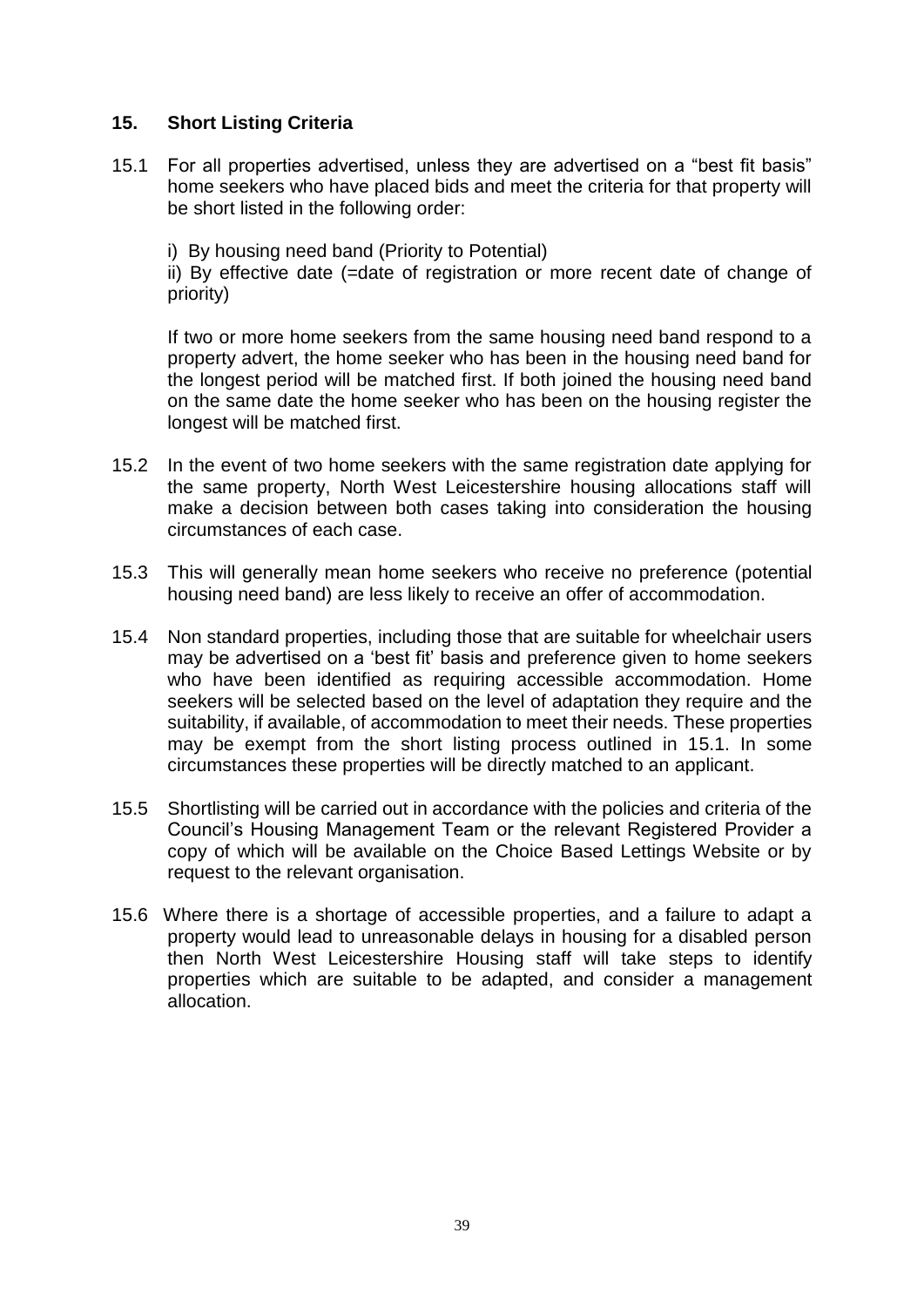## 15. Short Listing Criteria

15.1 For all properties advertised, unless they are advertised on a "best fit basis" home seekers who have placed bids and meet the criteria for that property will be short listed in the following order:

i) By housing need band (Priority to Potential)
ii) By effective date (=date of registration or more recent date of change of priority)

If two or more home seekers from the same housing need band respond to a property advert, the home seeker who has been in the housing need band for the longest period will be matched first. If both joined the housing need band on the same date the home seeker who has been on the housing register the longest will be matched first.

15.2 In the event of two home seekers with the same registration date applying for the same property, North West Leicestershire housing allocations staff will make a decision between both cases taking into consideration the housing circumstances of each case.

15.3 This will generally mean home seekers who receive no preference (potential housing need band) are less likely to receive an offer of accommodation.

15.4 Non standard properties, including those that are suitable for wheelchair users may be advertised on a 'best fit' basis and preference given to home seekers who have been identified as requiring accessible accommodation. Home seekers will be selected based on the level of adaptation they require and the suitability, if available, of accommodation to meet their needs. These properties may be exempt from the short listing process outlined in 15.1. In some circumstances these properties will be directly matched to an applicant.

15.5 Shortlisting will be carried out in accordance with the policies and criteria of the Council's Housing Management Team or the relevant Registered Provider a copy of which will be available on the Choice Based Lettings Website or by request to the relevant organisation.

15.6 Where there is a shortage of accessible properties, and a failure to adapt a property would lead to unreasonable delays in housing for a disabled person then North West Leicestershire Housing staff will take steps to identify properties which are suitable to be adapted, and consider a management allocation.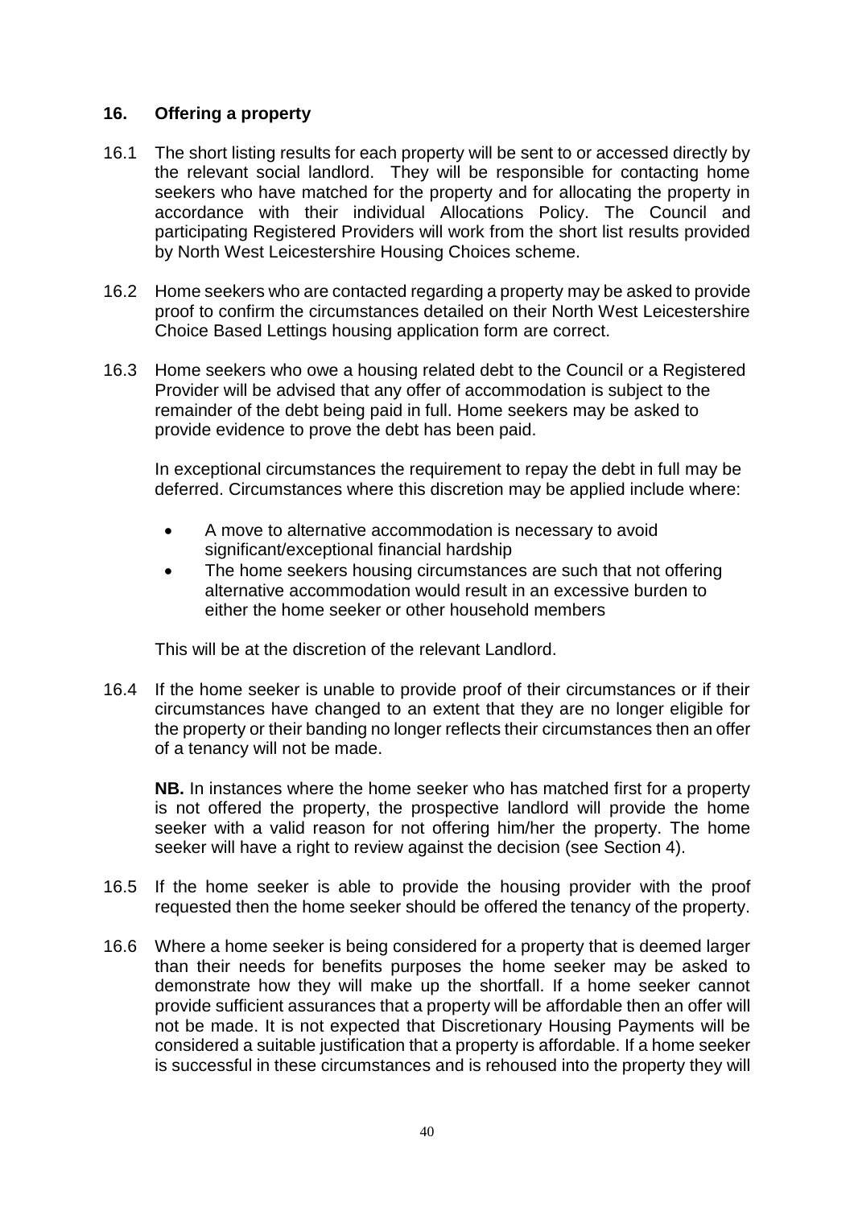## 16. Offering a property

16.1 The short listing results for each property will be sent to or accessed directly by the relevant social landlord. They will be responsible for contacting home seekers who have matched for the property and for allocating the property in accordance with their individual Allocations Policy. The Council and participating Registered Providers will work from the short list results provided by North West Leicestershire Housing Choices scheme.

16.2 Home seekers who are contacted regarding a property may be asked to provide proof to confirm the circumstances detailed on their North West Leicestershire Choice Based Lettings housing application form are correct.

16.3 Home seekers who owe a housing related debt to the Council or a Registered Provider will be advised that any offer of accommodation is subject to the remainder of the debt being paid in full. Home seekers may be asked to provide evidence to prove the debt has been paid.

In exceptional circumstances the requirement to repay the debt in full may be deferred. Circumstances where this discretion may be applied include where:

- A move to alternative accommodation is necessary to avoid significant/exceptional financial hardship
- The home seekers housing circumstances are such that not offering alternative accommodation would result in an excessive burden to either the home seeker or other household members

This will be at the discretion of the relevant Landlord.

16.4 If the home seeker is unable to provide proof of their circumstances or if their circumstances have changed to an extent that they are no longer eligible for the property or their banding no longer reflects their circumstances then an offer of a tenancy will not be made.

**NB.** In instances where the home seeker who has matched first for a property is not offered the property, the prospective landlord will provide the home seeker with a valid reason for not offering him/her the property. The home seeker will have a right to review against the decision (see Section 4).

16.5 If the home seeker is able to provide the housing provider with the proof requested then the home seeker should be offered the tenancy of the property.

16.6 Where a home seeker is being considered for a property that is deemed larger than their needs for benefits purposes the home seeker may be asked to demonstrate how they will make up the shortfall. If a home seeker cannot provide sufficient assurances that a property will be affordable then an offer will not be made. It is not expected that Discretionary Housing Payments will be considered a suitable justification that a property is affordable. If a home seeker is successful in these circumstances and is rehoused into the property they will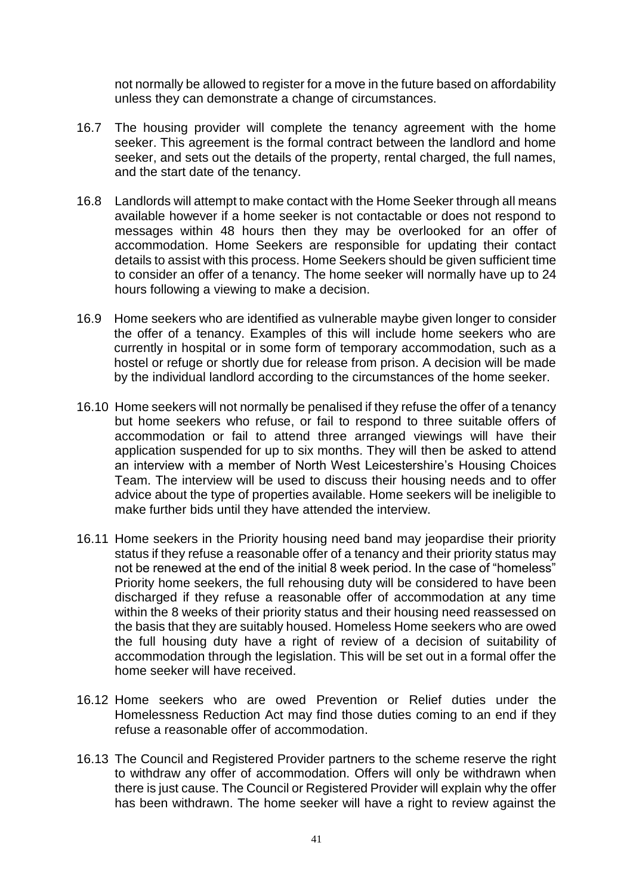not normally be allowed to register for a move in the future based on affordability unless they can demonstrate a change of circumstances.

16.7 The housing provider will complete the tenancy agreement with the home seeker. This agreement is the formal contract between the landlord and home seeker, and sets out the details of the property, rental charged, the full names, and the start date of the tenancy.

16.8 Landlords will attempt to make contact with the Home Seeker through all means available however if a home seeker is not contactable or does not respond to messages within 48 hours then they may be overlooked for an offer of accommodation. Home Seekers are responsible for updating their contact details to assist with this process. Home Seekers should be given sufficient time to consider an offer of a tenancy. The home seeker will normally have up to 24 hours following a viewing to make a decision.

16.9 Home seekers who are identified as vulnerable maybe given longer to consider the offer of a tenancy. Examples of this will include home seekers who are currently in hospital or in some form of temporary accommodation, such as a hostel or refuge or shortly due for release from prison. A decision will be made by the individual landlord according to the circumstances of the home seeker.

16.10 Home seekers will not normally be penalised if they refuse the offer of a tenancy but home seekers who refuse, or fail to respond to three suitable offers of accommodation or fail to attend three arranged viewings will have their application suspended for up to six months. They will then be asked to attend an interview with a member of North West Leicestershire's Housing Choices Team. The interview will be used to discuss their housing needs and to offer advice about the type of properties available. Home seekers will be ineligible to make further bids until they have attended the interview.

16.11 Home seekers in the Priority housing need band may jeopardise their priority status if they refuse a reasonable offer of a tenancy and their priority status may not be renewed at the end of the initial 8 week period. In the case of "homeless" Priority home seekers, the full rehousing duty will be considered to have been discharged if they refuse a reasonable offer of accommodation at any time within the 8 weeks of their priority status and their housing need reassessed on the basis that they are suitably housed. Homeless Home seekers who are owed the full housing duty have a right of review of a decision of suitability of accommodation through the legislation. This will be set out in a formal offer the home seeker will have received.

16.12 Home seekers who are owed Prevention or Relief duties under the Homelessness Reduction Act may find those duties coming to an end if they refuse a reasonable offer of accommodation.

16.13 The Council and Registered Provider partners to the scheme reserve the right to withdraw any offer of accommodation. Offers will only be withdrawn when there is just cause. The Council or Registered Provider will explain why the offer has been withdrawn. The home seeker will have a right to review against the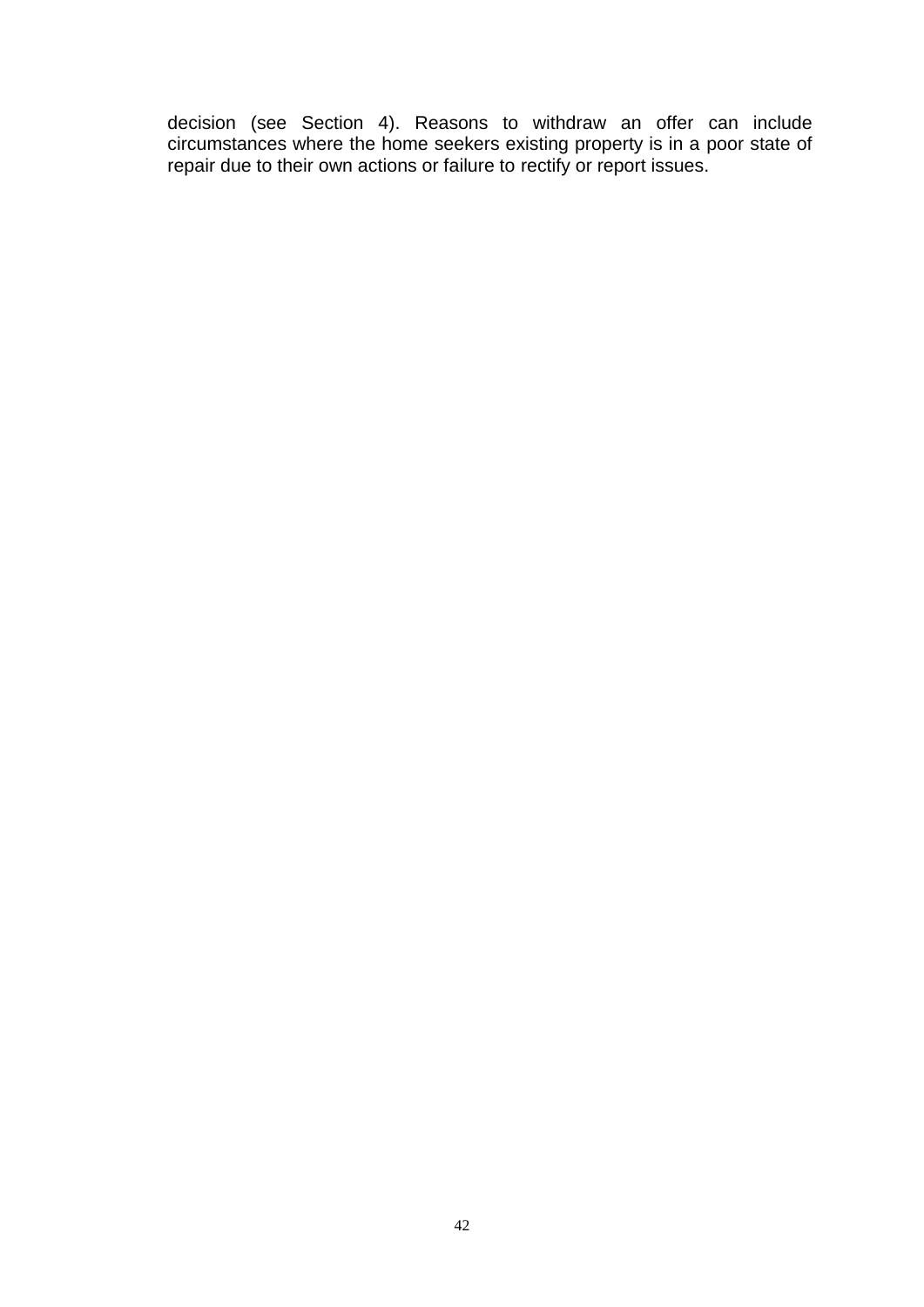decision (see Section 4). Reasons to withdraw an offer can include circumstances where the home seekers existing property is in a poor state of repair due to their own actions or failure to rectify or report issues.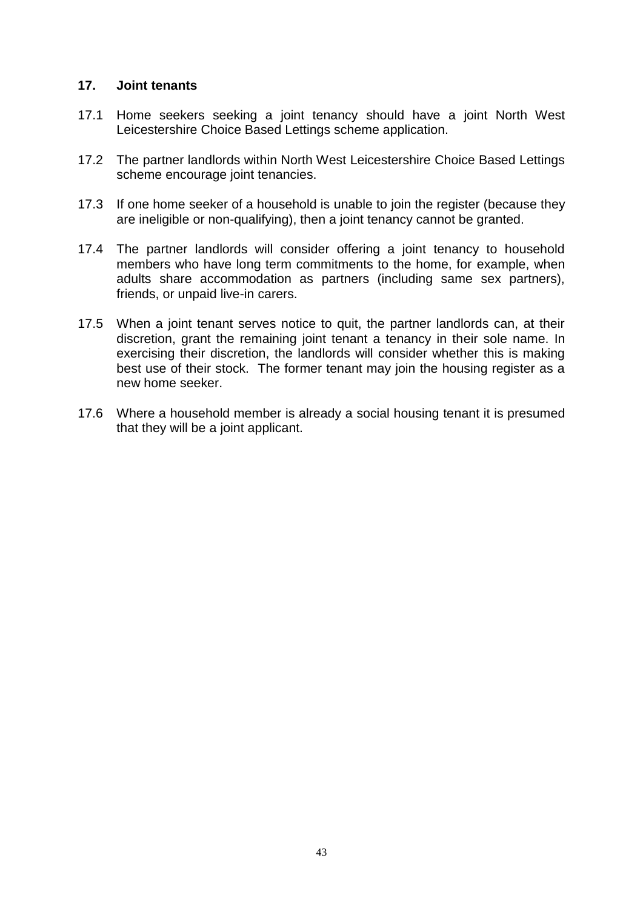## 17. Joint tenants

17.1 Home seekers seeking a joint tenancy should have a joint North West Leicestershire Choice Based Lettings scheme application.

17.2 The partner landlords within North West Leicestershire Choice Based Lettings scheme encourage joint tenancies.

17.3 If one home seeker of a household is unable to join the register (because they are ineligible or non-qualifying), then a joint tenancy cannot be granted.

17.4 The partner landlords will consider offering a joint tenancy to household members who have long term commitments to the home, for example, when adults share accommodation as partners (including same sex partners), friends, or unpaid live-in carers.

17.5 When a joint tenant serves notice to quit, the partner landlords can, at their discretion, grant the remaining joint tenant a tenancy in their sole name. In exercising their discretion, the landlords will consider whether this is making best use of their stock. The former tenant may join the housing register as a new home seeker.

17.6 Where a household member is already a social housing tenant it is presumed that they will be a joint applicant.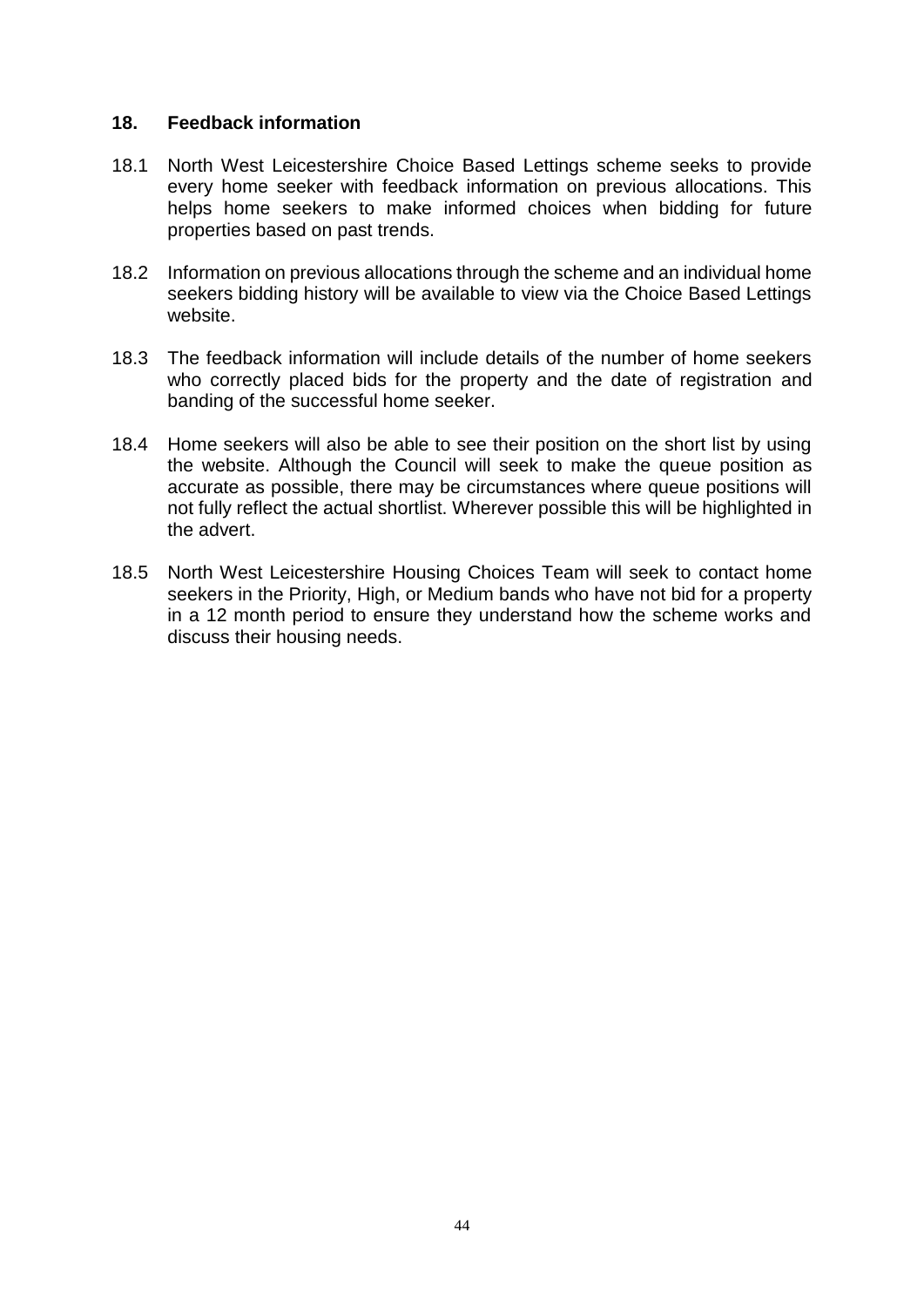## 18. Feedback information

18.1 North West Leicestershire Choice Based Lettings scheme seeks to provide every home seeker with feedback information on previous allocations. This helps home seekers to make informed choices when bidding for future properties based on past trends.

18.2 Information on previous allocations through the scheme and an individual home seekers bidding history will be available to view via the Choice Based Lettings website.

18.3 The feedback information will include details of the number of home seekers who correctly placed bids for the property and the date of registration and banding of the successful home seeker.

18.4 Home seekers will also be able to see their position on the short list by using the website. Although the Council will seek to make the queue position as accurate as possible, there may be circumstances where queue positions will not fully reflect the actual shortlist. Wherever possible this will be highlighted in the advert.

18.5 North West Leicestershire Housing Choices Team will seek to contact home seekers in the Priority, High, or Medium bands who have not bid for a property in a 12 month period to ensure they understand how the scheme works and discuss their housing needs.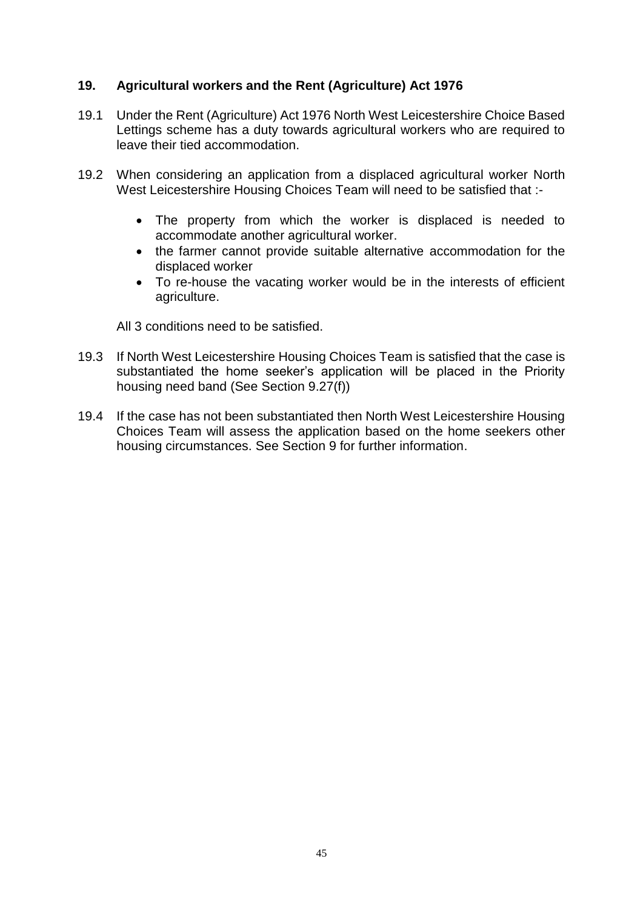## 19. Agricultural workers and the Rent (Agriculture) Act 1976

19.1 Under the Rent (Agriculture) Act 1976 North West Leicestershire Choice Based Lettings scheme has a duty towards agricultural workers who are required to leave their tied accommodation.

19.2 When considering an application from a displaced agricultural worker North West Leicestershire Housing Choices Team will need to be satisfied that :-

- The property from which the worker is displaced is needed to accommodate another agricultural worker.
- the farmer cannot provide suitable alternative accommodation for the displaced worker
- To re-house the vacating worker would be in the interests of efficient agriculture.

All 3 conditions need to be satisfied.

19.3 If North West Leicestershire Housing Choices Team is satisfied that the case is substantiated the home seeker's application will be placed in the Priority housing need band (See Section 9.27(f))

19.4 If the case has not been substantiated then North West Leicestershire Housing Choices Team will assess the application based on the home seekers other housing circumstances. See Section 9 for further information.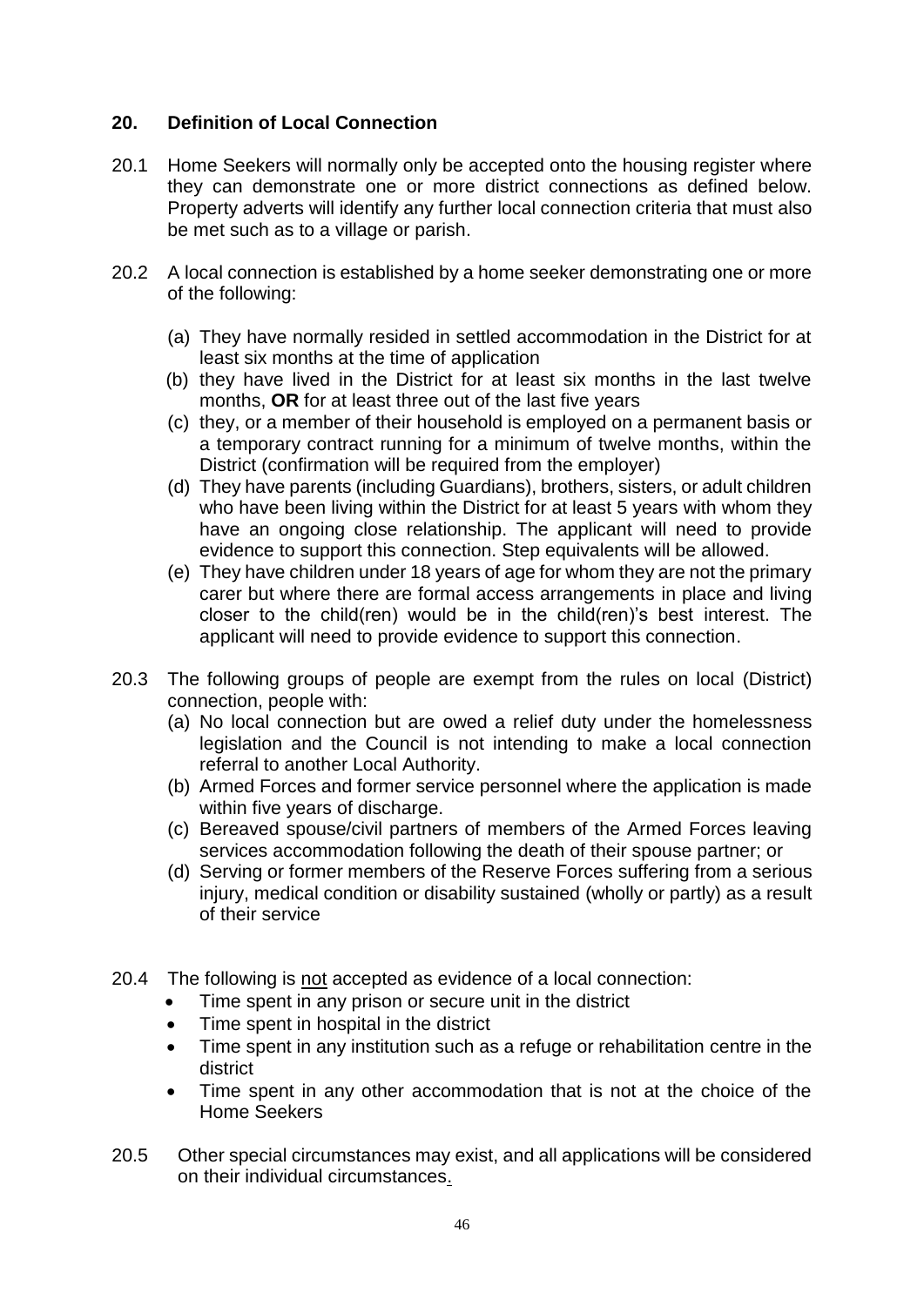## 20. Definition of Local Connection

20.1 Home Seekers will normally only be accepted onto the housing register where they can demonstrate one or more district connections as defined below. Property adverts will identify any further local connection criteria that must also be met such as to a village or parish.

20.2 A local connection is established by a home seeker demonstrating one or more of the following:

(a) They have normally resided in settled accommodation in the District for at least six months at the time of application
(b) they have lived in the District for at least six months in the last twelve months, **OR** for at least three out of the last five years
(c) they, or a member of their household is employed on a permanent basis or a temporary contract running for a minimum of twelve months, within the District (confirmation will be required from the employer)
(d) They have parents (including Guardians), brothers, sisters, or adult children who have been living within the District for at least 5 years with whom they have an ongoing close relationship. The applicant will need to provide evidence to support this connection. Step equivalents will be allowed.
(e) They have children under 18 years of age for whom they are not the primary carer but where there are formal access arrangements in place and living closer to the child(ren) would be in the child(ren)'s best interest. The applicant will need to provide evidence to support this connection.

20.3 The following groups of people are exempt from the rules on local (District) connection, people with:
(a) No local connection but are owed a relief duty under the homelessness legislation and the Council is not intending to make a local connection referral to another Local Authority.
(b) Armed Forces and former service personnel where the application is made within five years of discharge.
(c) Bereaved spouse/civil partners of members of the Armed Forces leaving services accommodation following the death of their spouse partner; or
(d) Serving or former members of the Reserve Forces suffering from a serious injury, medical condition or disability sustained (wholly or partly) as a result of their service

20.4 The following is not accepted as evidence of a local connection:
- Time spent in any prison or secure unit in the district
- Time spent in hospital in the district
- Time spent in any institution such as a refuge or rehabilitation centre in the district
- Time spent in any other accommodation that is not at the choice of the Home Seekers

20.5 Other special circumstances may exist, and all applications will be considered on their individual circumstances.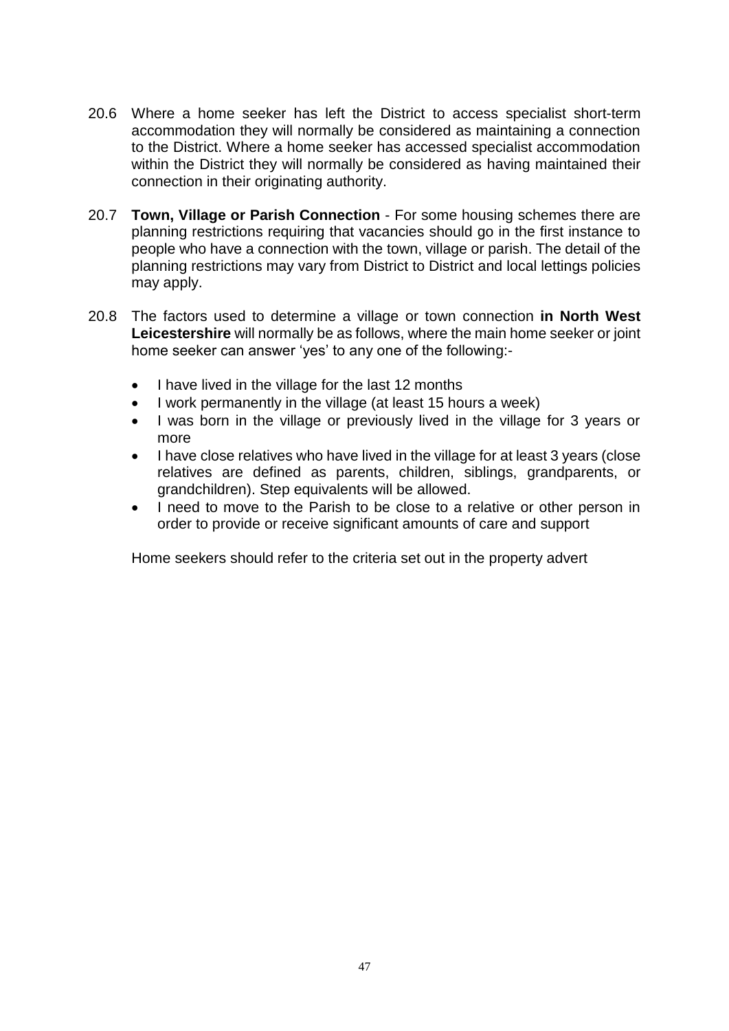20.6 Where a home seeker has left the District to access specialist short-term accommodation they will normally be considered as maintaining a connection to the District. Where a home seeker has accessed specialist accommodation within the District they will normally be considered as having maintained their connection in their originating authority.

20.7 **Town, Village or Parish Connection** - For some housing schemes there are planning restrictions requiring that vacancies should go in the first instance to people who have a connection with the town, village or parish. The detail of the planning restrictions may vary from District to District and local lettings policies may apply.

20.8 The factors used to determine a village or town connection **in North West Leicestershire** will normally be as follows, where the main home seeker or joint home seeker can answer 'yes' to any one of the following:-

- I have lived in the village for the last 12 months
- I work permanently in the village (at least 15 hours a week)
- I was born in the village or previously lived in the village for 3 years or more
- I have close relatives who have lived in the village for at least 3 years (close relatives are defined as parents, children, siblings, grandparents, or grandchildren). Step equivalents will be allowed.
- I need to move to the Parish to be close to a relative or other person in order to provide or receive significant amounts of care and support

Home seekers should refer to the criteria set out in the property advert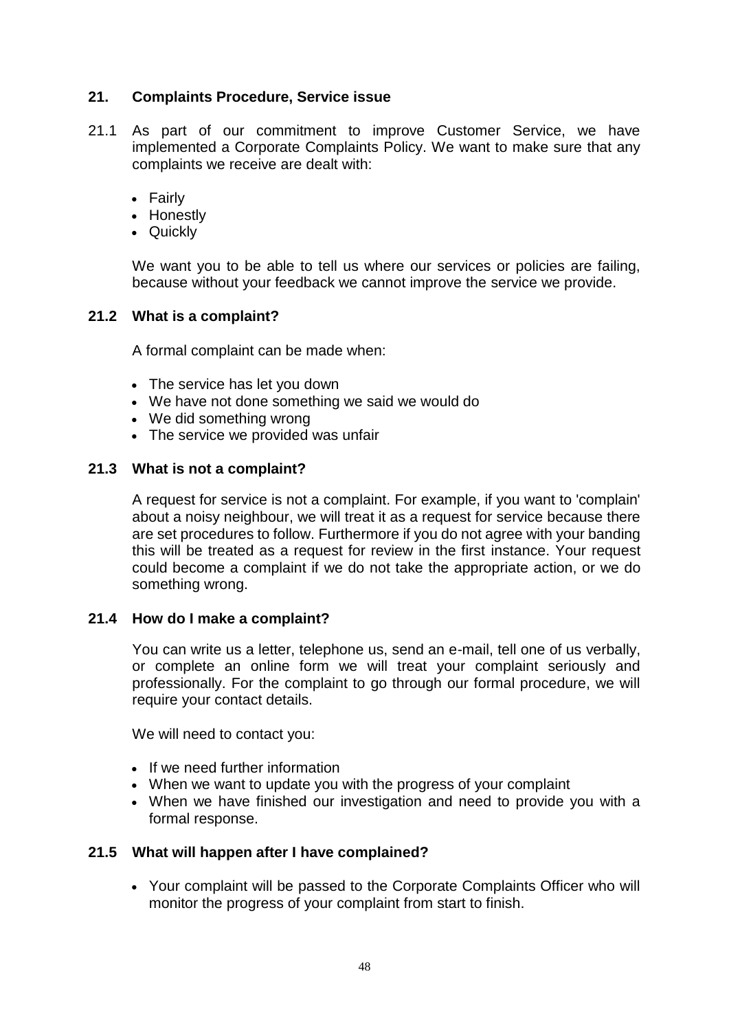## 21. Complaints Procedure, Service issue

21.1 As part of our commitment to improve Customer Service, we have implemented a Corporate Complaints Policy. We want to make sure that any complaints we receive are dealt with:

- Fairly
- Honestly
- Quickly

We want you to be able to tell us where our services or policies are failing, because without your feedback we cannot improve the service we provide.

### 21.2 What is a complaint?

A formal complaint can be made when:

- The service has let you down
- We have not done something we said we would do
- We did something wrong
- The service we provided was unfair

### 21.3 What is not a complaint?

A request for service is not a complaint. For example, if you want to 'complain' about a noisy neighbour, we will treat it as a request for service because there are set procedures to follow. Furthermore if you do not agree with your banding this will be treated as a request for review in the first instance. Your request could become a complaint if we do not take the appropriate action, or we do something wrong.

### 21.4 How do I make a complaint?

You can write us a letter, telephone us, send an e-mail, tell one of us verbally, or complete an online form we will treat your complaint seriously and professionally. For the complaint to go through our formal procedure, we will require your contact details.

We will need to contact you:

- If we need further information
- When we want to update you with the progress of your complaint
- When we have finished our investigation and need to provide you with a formal response.

### 21.5 What will happen after I have complained?

- Your complaint will be passed to the Corporate Complaints Officer who will monitor the progress of your complaint from start to finish.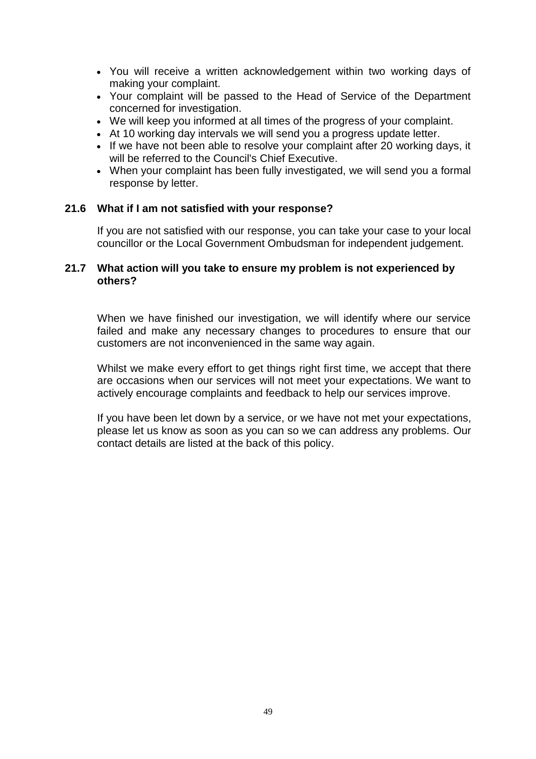- You will receive a written acknowledgement within two working days of making your complaint.
- Your complaint will be passed to the Head of Service of the Department concerned for investigation.
- We will keep you informed at all times of the progress of your complaint.
- At 10 working day intervals we will send you a progress update letter.
- If we have not been able to resolve your complaint after 20 working days, it will be referred to the Council's Chief Executive.
- When your complaint has been fully investigated, we will send you a formal response by letter.

### 21.6 What if I am not satisfied with your response?

If you are not satisfied with our response, you can take your case to your local councillor or the Local Government Ombudsman for independent judgement.

### 21.7 What action will you take to ensure my problem is not experienced by others?

When we have finished our investigation, we will identify where our service failed and make any necessary changes to procedures to ensure that our customers are not inconvenienced in the same way again.

Whilst we make every effort to get things right first time, we accept that there are occasions when our services will not meet your expectations. We want to actively encourage complaints and feedback to help our services improve.

If you have been let down by a service, or we have not met your expectations, please let us know as soon as you can so we can address any problems. Our contact details are listed at the back of this policy.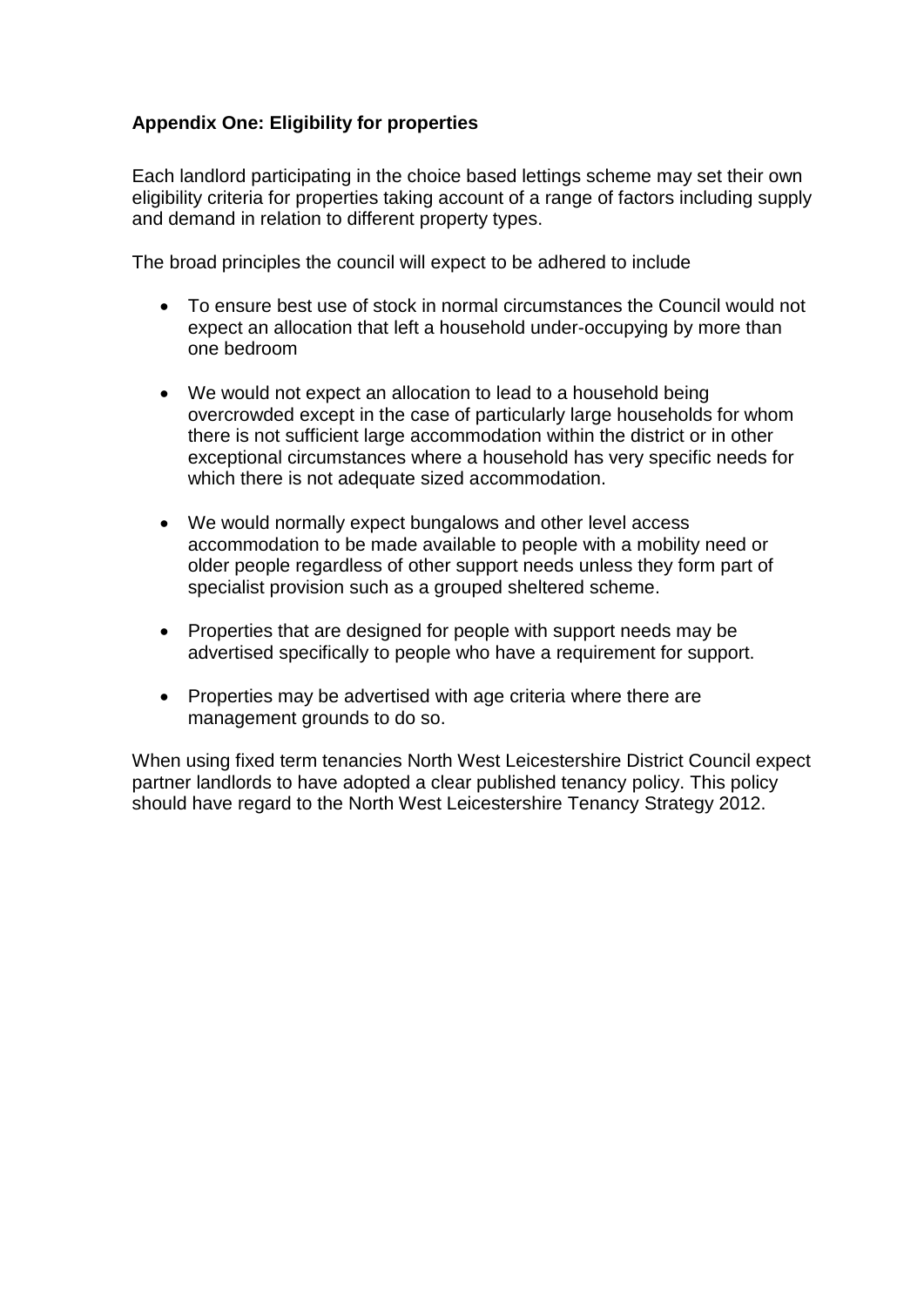**Appendix One: Eligibility for properties**

Each landlord participating in the choice based lettings scheme may set their own eligibility criteria for properties taking account of a range of factors including supply and demand in relation to different property types.

The broad principles the council will expect to be adhered to include

- To ensure best use of stock in normal circumstances the Council would not expect an allocation that left a household under-occupying by more than one bedroom
- We would not expect an allocation to lead to a household being overcrowded except in the case of particularly large households for whom there is not sufficient large accommodation within the district or in other exceptional circumstances where a household has very specific needs for which there is not adequate sized accommodation.
- We would normally expect bungalows and other level access accommodation to be made available to people with a mobility need or older people regardless of other support needs unless they form part of specialist provision such as a grouped sheltered scheme.
- Properties that are designed for people with support needs may be advertised specifically to people who have a requirement for support.
- Properties may be advertised with age criteria where there are management grounds to do so.

When using fixed term tenancies North West Leicestershire District Council expect partner landlords to have adopted a clear published tenancy policy. This policy should have regard to the North West Leicestershire Tenancy Strategy 2012.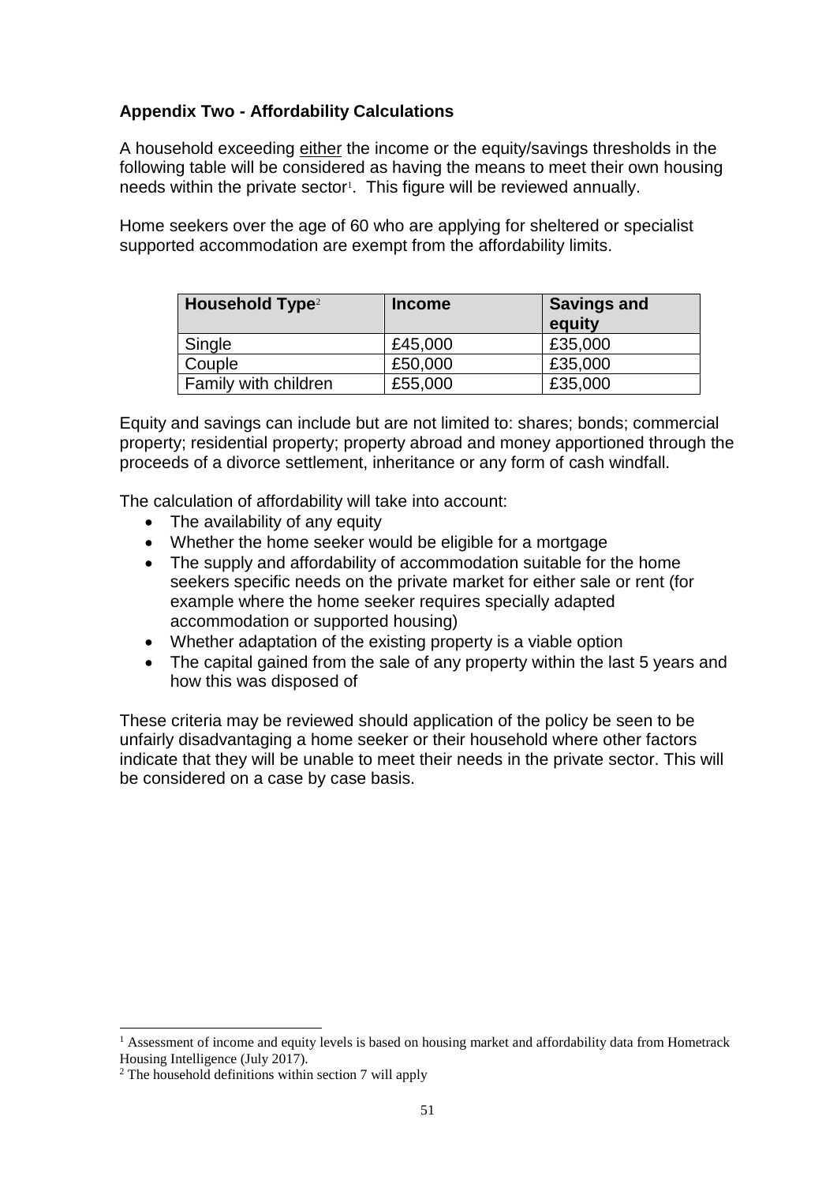**Appendix Two - Affordability Calculations**

A household exceeding either the income or the equity/savings thresholds in the following table will be considered as having the means to meet their own housing needs within the private sector[1]. This figure will be reviewed annually.

Home seekers over the age of 60 who are applying for sheltered or specialist supported accommodation are exempt from the affordability limits.

| Household Type[2] | Income | Savings and equity |
|---|---|---|
| Single | £45,000 | £35,000 |
| Couple | £50,000 | £35,000 |
| Family with children | £55,000 | £35,000 |

Equity and savings can include but are not limited to: shares; bonds; commercial property; residential property; property abroad and money apportioned through the proceeds of a divorce settlement, inheritance or any form of cash windfall.

The calculation of affordability will take into account:

- The availability of any equity
- Whether the home seeker would be eligible for a mortgage
- The supply and affordability of accommodation suitable for the home seekers specific needs on the private market for either sale or rent (for example where the home seeker requires specially adapted accommodation or supported housing)
- Whether adaptation of the existing property is a viable option
- The capital gained from the sale of any property within the last 5 years and how this was disposed of

These criteria may be reviewed should application of the policy be seen to be unfairly disadvantaging a home seeker or their household where other factors indicate that they will be unable to meet their needs in the private sector. This will be considered on a case by case basis.

---

[1] Assessment of income and equity levels is based on housing market and affordability data from Hometrack Housing Intelligence (July 2017).

[2] The household definitions within section 7 will apply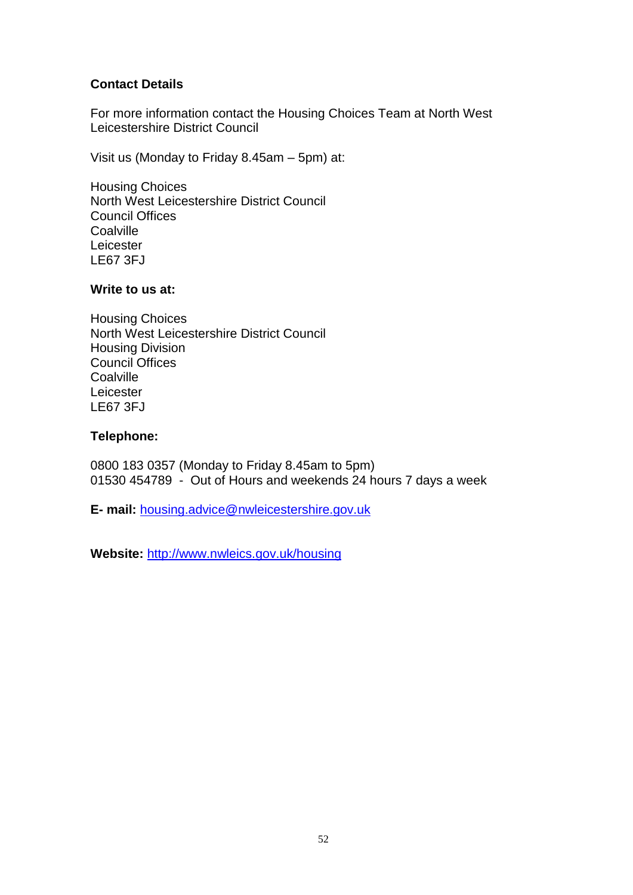**Contact Details**

For more information contact the Housing Choices Team at North West Leicestershire District Council

Visit us (Monday to Friday 8.45am – 5pm) at:

Housing Choices
North West Leicestershire District Council
Council Offices
Coalville
Leicester
LE67 3FJ

**Write to us at:**

Housing Choices
North West Leicestershire District Council
Housing Division
Council Offices
Coalville
Leicester
LE67 3FJ

**Telephone:**

0800 183 0357 (Monday to Friday 8.45am to 5pm)
01530 454789 - Out of Hours and weekends 24 hours 7 days a week

**E- mail:** housing.advice@nwleicestershire.gov.uk

**Website:** http://www.nwleics.gov.uk/housing